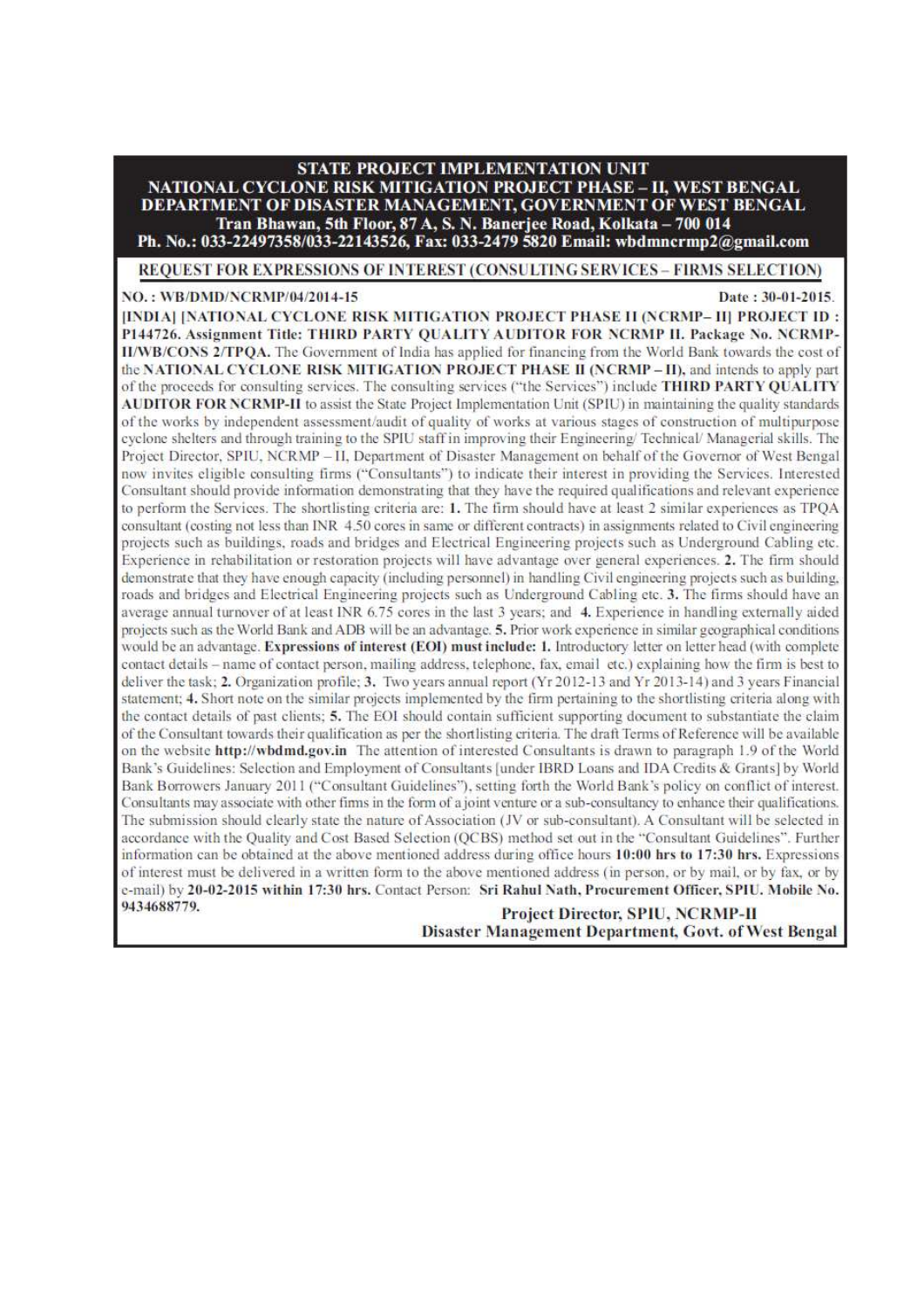# STATE PROJECT IMPLEMENTATION UNIT
## NATIONAL CYCLONE RISK MITIGATION PROJECT PHASE – II, WEST BENGAL
## DEPARTMENT OF DISASTER MANAGEMENT, GOVERNMENT OF WEST BENGAL

**Tran Bhawan, 5th Floor, 87 A, S. N. Banerjee Road, Kolkata – 700 014**
**Ph. No.: 033-22497358/033-22143526, Fax: 033-2479 5820 Email: wbdmncrmp2@gmail.com**

## REQUEST FOR EXPRESSIONS OF INTEREST (CONSULTING SERVICES – FIRMS SELECTION)

**NO. : WB/DMD/NCRMP/04/2014-15** **Date : 30-01-2015**.

**[INDIA] [NATIONAL CYCLONE RISK MITIGATION PROJECT PHASE II (NCRMP– II] PROJECT ID : P144726. Assignment Title: THIRD PARTY QUALITY AUDITOR FOR NCRMP II. Package No. NCRMP-II/WB/CONS 2/TPQA.** The Government of India has applied for financing from the World Bank towards the cost of the **NATIONAL CYCLONE RISK MITIGATION PROJECT PHASE II (NCRMP – II)**, and intends to apply part of the proceeds for consulting services. The consulting services ("the Services") include **THIRD PARTY QUALITY AUDITOR FOR NCRMP-II** to assist the State Project Implementation Unit (SPIU) in maintaining the quality standards of the works by independent assessment/audit of quality of works at various stages of construction of multipurpose cyclone shelters and through training to the SPIU staff in improving their Engineering/ Technical/ Managerial skills. The Project Director, SPIU, NCRMP – II, Department of Disaster Management on behalf of the Governor of West Bengal now invites eligible consulting firms ("Consultants") to indicate their interest in providing the Services. Interested Consultant should provide information demonstrating that they have the required qualifications and relevant experience to perform the Services. The shortlisting criteria are: **1.** The firm should have at least 2 similar experiences as TPQA consultant (costing not less than INR 4.50 cores in same or different contracts) in assignments related to Civil engineering projects such as buildings, roads and bridges and Electrical Engineering projects such as Underground Cabling etc. Experience in rehabilitation or restoration projects will have advantage over general experiences. **2.** The firm should demonstrate that they have enough capacity (including personnel) in handling Civil engineering projects such as building, roads and bridges and Electrical Engineering projects such as Underground Cabling etc. **3.** The firms should have an average annual turnover of at least INR 6.75 cores in the last 3 years; and **4.** Experience in handling externally aided projects such as the World Bank and ADB will be an advantage. **5.** Prior work experience in similar geographical conditions would be an advantage. **Expressions of interest (EOI) must include: 1.** Introductory letter on letter head (with complete contact details – name of contact person, mailing address, telephone, fax, email etc.) explaining how the firm is best to deliver the task; **2.** Organization profile; **3.** Two years annual report (Yr 2012-13 and Yr 2013-14) and 3 years Financial statement; **4.** Short note on the similar projects implemented by the firm pertaining to the shortlisting criteria along with the contact details of past clients; **5.** The EOI should contain sufficient supporting document to substantiate the claim of the Consultant towards their qualification as per the shortlisting criteria. The draft Terms of Reference will be available on the website **http://wbdmd.gov.in** The attention of interested Consultants is drawn to paragraph 1.9 of the World Bank's Guidelines: Selection and Employment of Consultants [under IBRD Loans and IDA Credits & Grants] by World Bank Borrowers January 2011 ("Consultant Guidelines"), setting forth the World Bank's policy on conflict of interest. Consultants may associate with other firms in the form of a joint venture or a sub-consultancy to enhance their qualifications. The submission should clearly state the nature of Association (JV or sub-consultant). A Consultant will be selected in accordance with the Quality and Cost Based Selection (QCBS) method set out in the "Consultant Guidelines". Further information can be obtained at the above mentioned address during office hours **10:00 hrs to 17:30 hrs.** Expressions of interest must be delivered in a written form to the above mentioned address (in person, or by mail, or by fax, or by e-mail) by **20-02-2015 within 17:30 hrs.** Contact Person: **Sri Rahul Nath, Procurement Officer, SPIU. Mobile No. 9434688779.**

**Project Director, SPIU, NCRMP-II**
**Disaster Management Department, Govt. of West Bengal**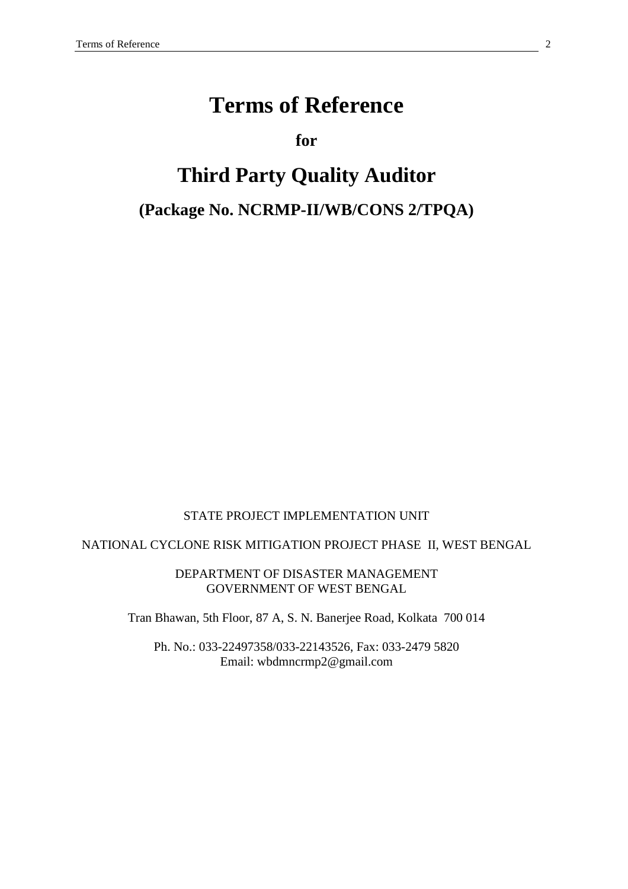# Terms of Reference

**for**

# Third Party Quality Auditor

**(Package No. NCRMP-II/WB/CONS 2/TPQA)**

STATE PROJECT IMPLEMENTATION UNIT

NATIONAL CYCLONE RISK MITIGATION PROJECT PHASE II, WEST BENGAL

DEPARTMENT OF DISASTER MANAGEMENT
GOVERNMENT OF WEST BENGAL

Tran Bhawan, 5th Floor, 87 A, S. N. Banerjee Road, Kolkata 700 014

Ph. No.: 033-22497358/033-22143526, Fax: 033-2479 5820
Email: wbdmncrmp2@gmail.com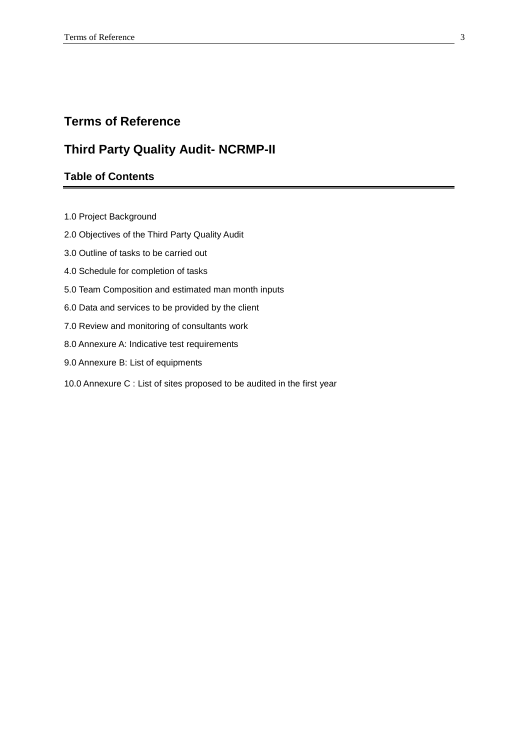# Terms of Reference

# Third Party Quality Audit- NCRMP-II

## Table of Contents

1.0 Project Background

2.0 Objectives of the Third Party Quality Audit

3.0 Outline of tasks to be carried out

4.0 Schedule for completion of tasks

5.0 Team Composition and estimated man month inputs

6.0 Data and services to be provided by the client

7.0 Review and monitoring of consultants work

8.0 Annexure A: Indicative test requirements

9.0 Annexure B: List of equipments

10.0 Annexure C : List of sites proposed to be audited in the first year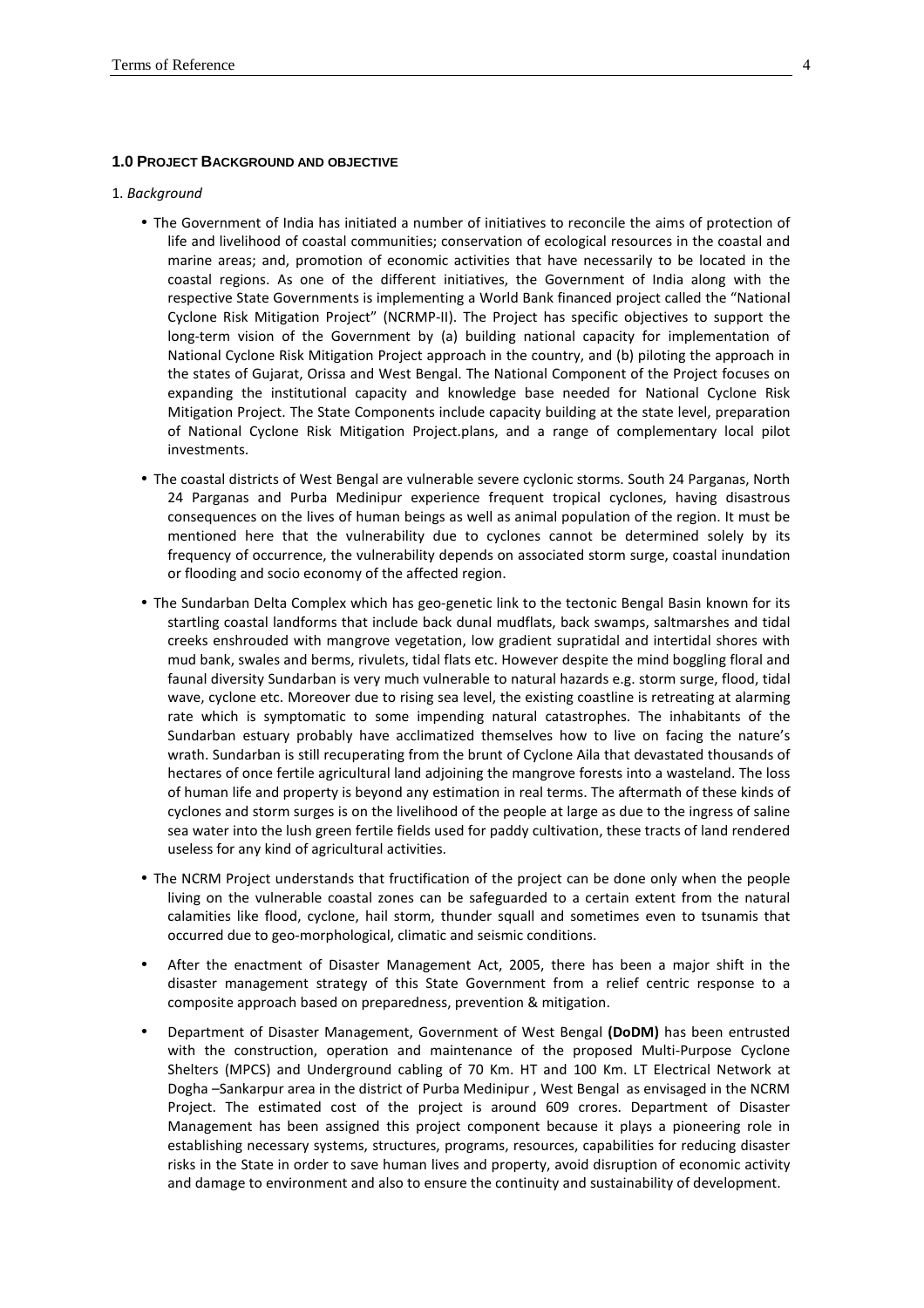## 1.0 Project Background and objective

1. *Background*

- The Government of India has initiated a number of initiatives to reconcile the aims of protection of life and livelihood of coastal communities; conservation of ecological resources in the coastal and marine areas; and, promotion of economic activities that have necessarily to be located in the coastal regions. As one of the different initiatives, the Government of India along with the respective State Governments is implementing a World Bank financed project called the "National Cyclone Risk Mitigation Project" (NCRMP-II). The Project has specific objectives to support the long-term vision of the Government by (a) building national capacity for implementation of National Cyclone Risk Mitigation Project approach in the country, and (b) piloting the approach in the states of Gujarat, Orissa and West Bengal. The National Component of the Project focuses on expanding the institutional capacity and knowledge base needed for National Cyclone Risk Mitigation Project. The State Components include capacity building at the state level, preparation of National Cyclone Risk Mitigation Project.plans, and a range of complementary local pilot investments.
- The coastal districts of West Bengal are vulnerable severe cyclonic storms. South 24 Parganas, North 24 Parganas and Purba Medinipur experience frequent tropical cyclones, having disastrous consequences on the lives of human beings as well as animal population of the region. It must be mentioned here that the vulnerability due to cyclones cannot be determined solely by its frequency of occurrence, the vulnerability depends on associated storm surge, coastal inundation or flooding and socio economy of the affected region.
- The Sundarban Delta Complex which has geo-genetic link to the tectonic Bengal Basin known for its startling coastal landforms that include back dunal mudflats, back swamps, saltmarshes and tidal creeks enshrouded with mangrove vegetation, low gradient supratidal and intertidal shores with mud bank, swales and berms, rivulets, tidal flats etc. However despite the mind boggling floral and faunal diversity Sundarban is very much vulnerable to natural hazards e.g. storm surge, flood, tidal wave, cyclone etc. Moreover due to rising sea level, the existing coastline is retreating at alarming rate which is symptomatic to some impending natural catastrophes. The inhabitants of the Sundarban estuary probably have acclimatized themselves how to live on facing the nature's wrath. Sundarban is still recuperating from the brunt of Cyclone Aila that devastated thousands of hectares of once fertile agricultural land adjoining the mangrove forests into a wasteland. The loss of human life and property is beyond any estimation in real terms. The aftermath of these kinds of cyclones and storm surges is on the livelihood of the people at large as due to the ingress of saline sea water into the lush green fertile fields used for paddy cultivation, these tracts of land rendered useless for any kind of agricultural activities.
- The NCRM Project understands that fructification of the project can be done only when the people living on the vulnerable coastal zones can be safeguarded to a certain extent from the natural calamities like flood, cyclone, hail storm, thunder squall and sometimes even to tsunamis that occurred due to geo-morphological, climatic and seismic conditions.
- After the enactment of Disaster Management Act, 2005, there has been a major shift in the disaster management strategy of this State Government from a relief centric response to a composite approach based on preparedness, prevention & mitigation.
- Department of Disaster Management, Government of West Bengal **(DoDM)** has been entrusted with the construction, operation and maintenance of the proposed Multi-Purpose Cyclone Shelters (MPCS) and Underground cabling of 70 Km. HT and 100 Km. LT Electrical Network at Dogha –Sankarpur area in the district of Purba Medinipur , West Bengal as envisaged in the NCRM Project. The estimated cost of the project is around 609 crores. Department of Disaster Management has been assigned this project component because it plays a pioneering role in establishing necessary systems, structures, programs, resources, capabilities for reducing disaster risks in the State in order to save human lives and property, avoid disruption of economic activity and damage to environment and also to ensure the continuity and sustainability of development.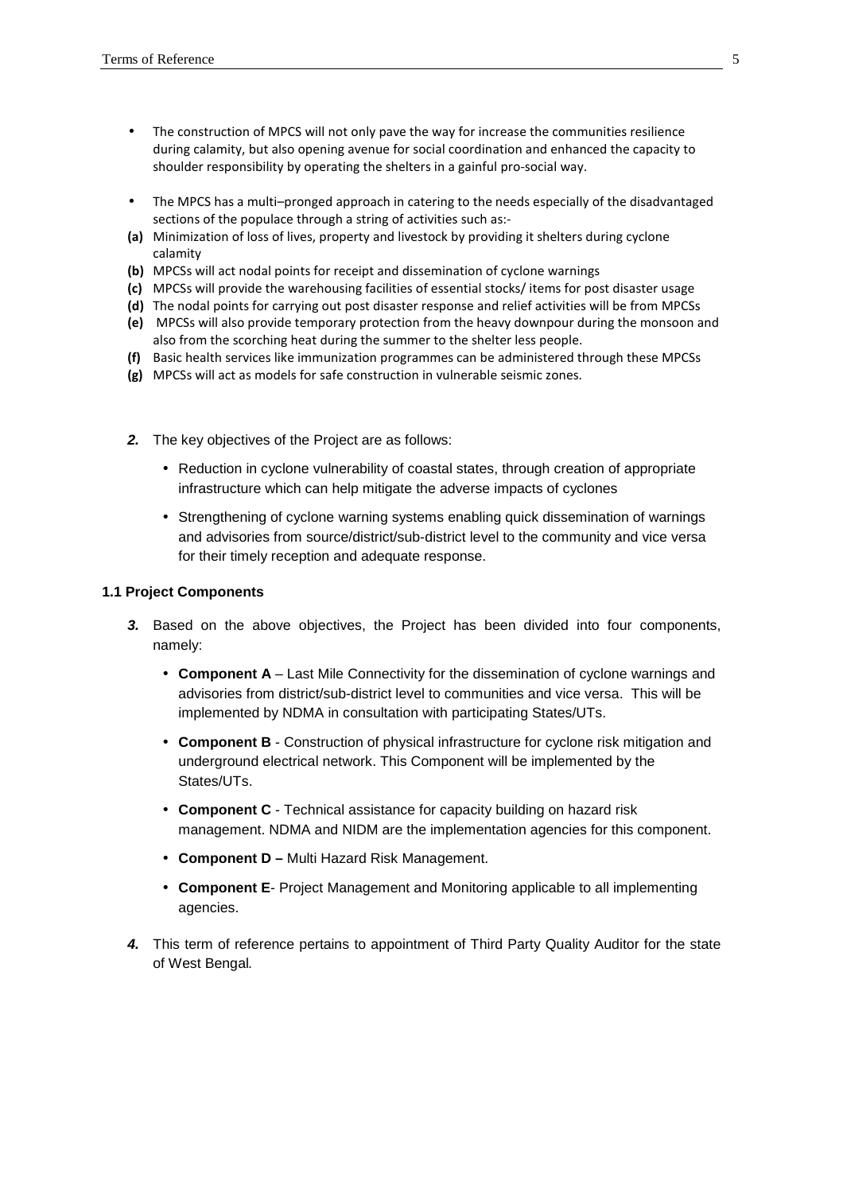- The construction of MPCS will not only pave the way for increase the communities resilience during calamity, but also opening avenue for social coordination and enhanced the capacity to shoulder responsibility by operating the shelters in a gainful pro-social way.

- The MPCS has a multi–pronged approach in catering to the needs especially of the disadvantaged sections of the populace through a string of activities such as:-

**(a)** Minimization of loss of lives, property and livestock by providing it shelters during cyclone calamity

**(b)** MPCSs will act nodal points for receipt and dissemination of cyclone warnings

**(c)** MPCSs will provide the warehousing facilities of essential stocks/ items for post disaster usage

**(d)** The nodal points for carrying out post disaster response and relief activities will be from MPCSs

**(e)** MPCSs will also provide temporary protection from the heavy downpour during the monsoon and also from the scorching heat during the summer to the shelter less people.

**(f)** Basic health services like immunization programmes can be administered through these MPCSs

**(g)** MPCSs will act as models for safe construction in vulnerable seismic zones.

***2.*** The key objectives of the Project are as follows:

- Reduction in cyclone vulnerability of coastal states, through creation of appropriate infrastructure which can help mitigate the adverse impacts of cyclones
- Strengthening of cyclone warning systems enabling quick dissemination of warnings and advisories from source/district/sub-district level to the community and vice versa for their timely reception and adequate response.

### 1.1 Project Components

***3.*** Based on the above objectives, the Project has been divided into four components, namely:

- **Component A** – Last Mile Connectivity for the dissemination of cyclone warnings and advisories from district/sub-district level to communities and vice versa. This will be implemented by NDMA in consultation with participating States/UTs.
- **Component B** - Construction of physical infrastructure for cyclone risk mitigation and underground electrical network. This Component will be implemented by the States/UTs.
- **Component C** - Technical assistance for capacity building on hazard risk management. NDMA and NIDM are the implementation agencies for this component.
- **Component D –** Multi Hazard Risk Management.
- **Component E**- Project Management and Monitoring applicable to all implementing agencies.

***4.*** This term of reference pertains to appointment of Third Party Quality Auditor for the state of West Bengal.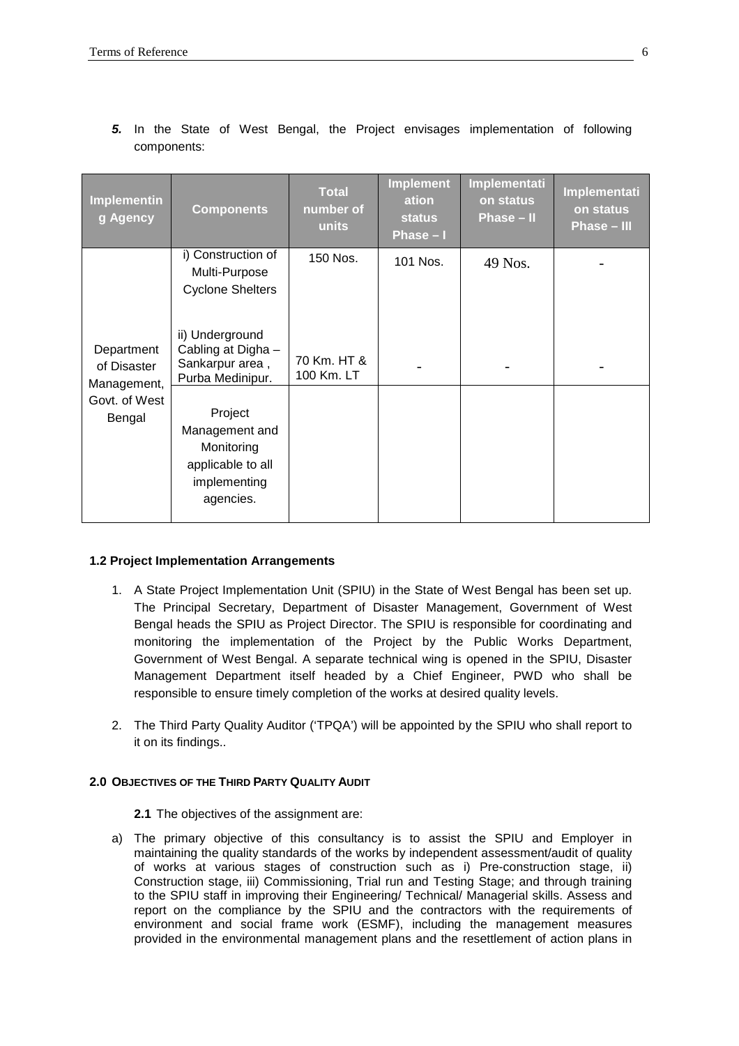*5.* In the State of West Bengal, the Project envisages implementation of following components:

| Implementing Agency | Components | Total number of units | Implementation status Phase – I | Implementation status Phase – II | Implementation status Phase – III |
|---|---|---|---|---|---|
| Department of Disaster Management, Govt. of West Bengal | i) Construction of Multi-Purpose Cyclone Shelters | 150 Nos. | 101 Nos. | 49 Nos. | - |
| | ii) Underground Cabling at Digha – Sankarpur area , Purba Medinipur. | 70 Km. HT & 100 Km. LT | - | - | - |
| | Project Management and Monitoring applicable to all implementing agencies. | | | | |

### 1.2 Project Implementation Arrangements

1. A State Project Implementation Unit (SPIU) in the State of West Bengal has been set up. The Principal Secretary, Department of Disaster Management, Government of West Bengal heads the SPIU as Project Director. The SPIU is responsible for coordinating and monitoring the implementation of the Project by the Public Works Department, Government of West Bengal. A separate technical wing is opened in the SPIU, Disaster Management Department itself headed by a Chief Engineer, PWD who shall be responsible to ensure timely completion of the works at desired quality levels.

2. The Third Party Quality Auditor ('TPQA') will be appointed by the SPIU who shall report to it on its findings..

## 2.0 OBJECTIVES OF THE THIRD PARTY QUALITY AUDIT

**2.1** The objectives of the assignment are:

a) The primary objective of this consultancy is to assist the SPIU and Employer in maintaining the quality standards of the works by independent assessment/audit of quality of works at various stages of construction such as i) Pre-construction stage, ii) Construction stage, iii) Commissioning, Trial run and Testing Stage; and through training to the SPIU staff in improving their Engineering/ Technical/ Managerial skills. Assess and report on the compliance by the SPIU and the contractors with the requirements of environment and social frame work (ESMF), including the management measures provided in the environmental management plans and the resettlement of action plans in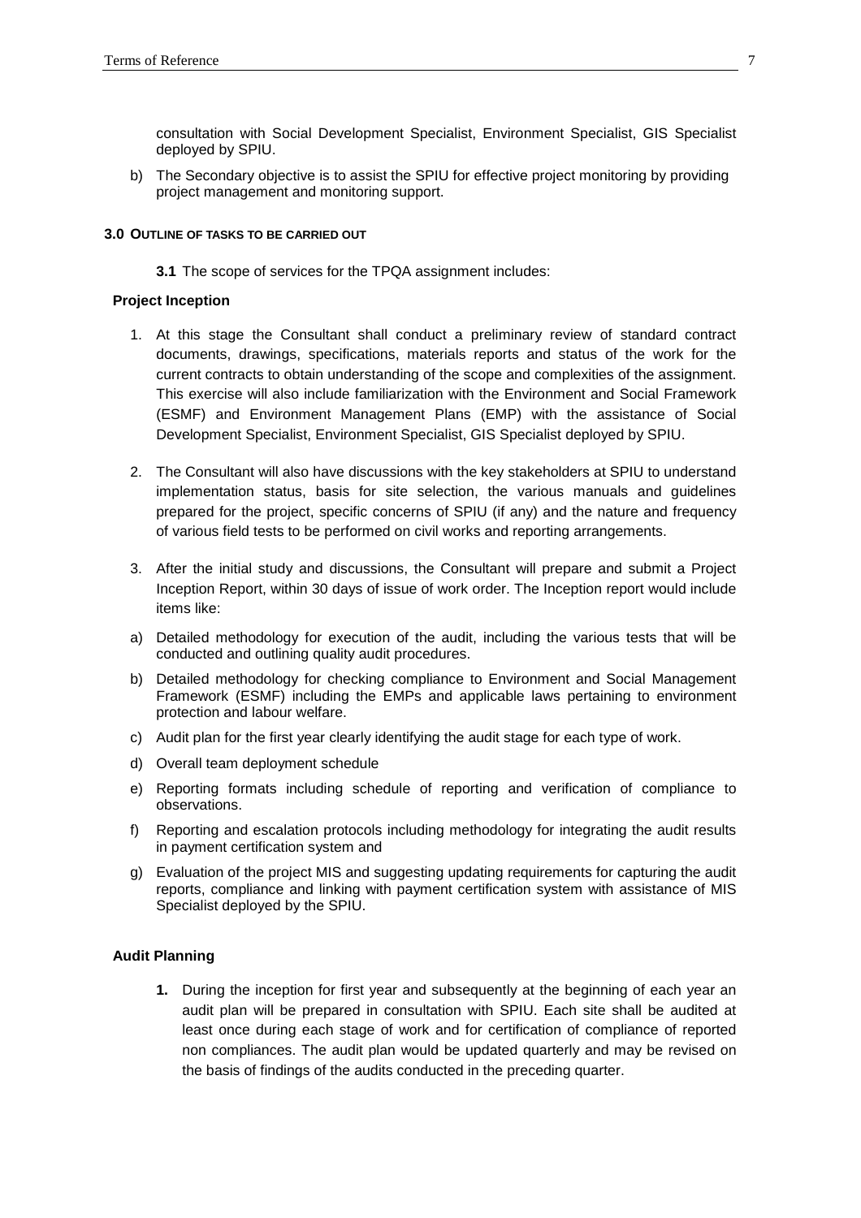consultation with Social Development Specialist, Environment Specialist, GIS Specialist deployed by SPIU.

b) The Secondary objective is to assist the SPIU for effective project monitoring by providing project management and monitoring support.

## 3.0 OUTLINE OF TASKS TO BE CARRIED OUT

**3.1** The scope of services for the TPQA assignment includes:

**Project Inception**

1. At this stage the Consultant shall conduct a preliminary review of standard contract documents, drawings, specifications, materials reports and status of the work for the current contracts to obtain understanding of the scope and complexities of the assignment. This exercise will also include familiarization with the Environment and Social Framework (ESMF) and Environment Management Plans (EMP) with the assistance of Social Development Specialist, Environment Specialist, GIS Specialist deployed by SPIU.

2. The Consultant will also have discussions with the key stakeholders at SPIU to understand implementation status, basis for site selection, the various manuals and guidelines prepared for the project, specific concerns of SPIU (if any) and the nature and frequency of various field tests to be performed on civil works and reporting arrangements.

3. After the initial study and discussions, the Consultant will prepare and submit a Project Inception Report, within 30 days of issue of work order. The Inception report would include items like:

a) Detailed methodology for execution of the audit, including the various tests that will be conducted and outlining quality audit procedures.

b) Detailed methodology for checking compliance to Environment and Social Management Framework (ESMF) including the EMPs and applicable laws pertaining to environment protection and labour welfare.

c) Audit plan for the first year clearly identifying the audit stage for each type of work.

d) Overall team deployment schedule

e) Reporting formats including schedule of reporting and verification of compliance to observations.

f) Reporting and escalation protocols including methodology for integrating the audit results in payment certification system and

g) Evaluation of the project MIS and suggesting updating requirements for capturing the audit reports, compliance and linking with payment certification system with assistance of MIS Specialist deployed by the SPIU.

**Audit Planning**

**1.** During the inception for first year and subsequently at the beginning of each year an audit plan will be prepared in consultation with SPIU. Each site shall be audited at least once during each stage of work and for certification of compliance of reported non compliances. The audit plan would be updated quarterly and may be revised on the basis of findings of the audits conducted in the preceding quarter.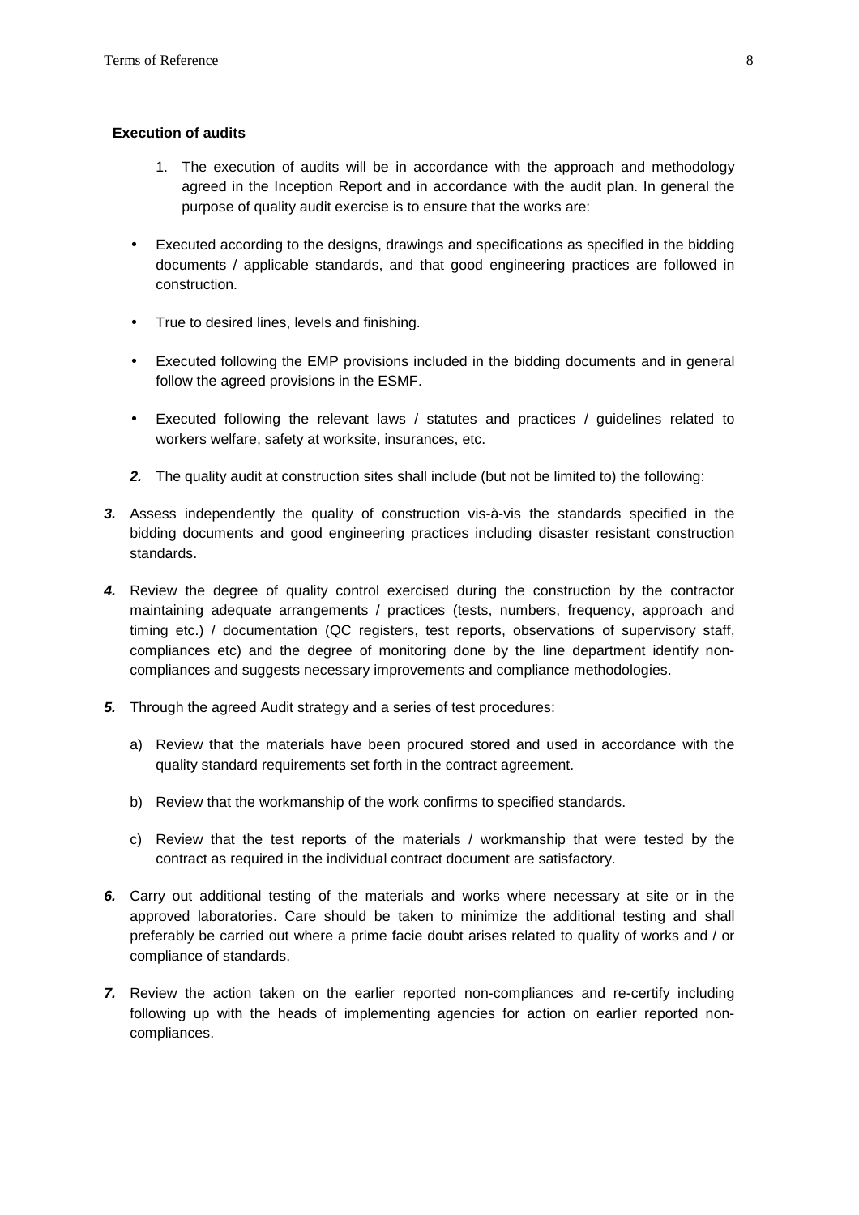**Execution of audits**

1. The execution of audits will be in accordance with the approach and methodology agreed in the Inception Report and in accordance with the audit plan. In general the purpose of quality audit exercise is to ensure that the works are:

- Executed according to the designs, drawings and specifications as specified in the bidding documents / applicable standards, and that good engineering practices are followed in construction.
- True to desired lines, levels and finishing.
- Executed following the EMP provisions included in the bidding documents and in general follow the agreed provisions in the ESMF.
- Executed following the relevant laws / statutes and practices / guidelines related to workers welfare, safety at worksite, insurances, etc.

***2.*** The quality audit at construction sites shall include (but not be limited to) the following:

***3.*** Assess independently the quality of construction vis-à-vis the standards specified in the bidding documents and good engineering practices including disaster resistant construction standards.

***4.*** Review the degree of quality control exercised during the construction by the contractor maintaining adequate arrangements / practices (tests, numbers, frequency, approach and timing etc.) / documentation (QC registers, test reports, observations of supervisory staff, compliances etc) and the degree of monitoring done by the line department identify non-compliances and suggests necessary improvements and compliance methodologies.

***5.*** Through the agreed Audit strategy and a series of test procedures:

a) Review that the materials have been procured stored and used in accordance with the quality standard requirements set forth in the contract agreement.

b) Review that the workmanship of the work confirms to specified standards.

c) Review that the test reports of the materials / workmanship that were tested by the contract as required in the individual contract document are satisfactory.

***6.*** Carry out additional testing of the materials and works where necessary at site or in the approved laboratories. Care should be taken to minimize the additional testing and shall preferably be carried out where a prime facie doubt arises related to quality of works and / or compliance of standards.

***7.*** Review the action taken on the earlier reported non-compliances and re-certify including following up with the heads of implementing agencies for action on earlier reported non-compliances.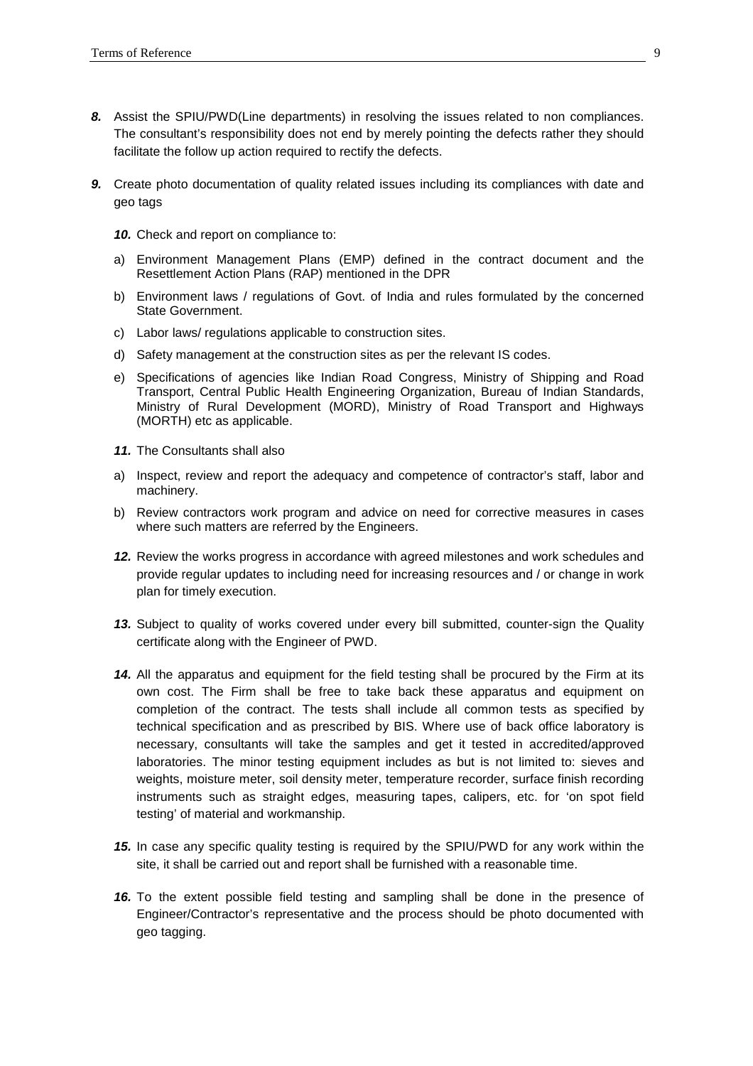**8.** Assist the SPIU/PWD(Line departments) in resolving the issues related to non compliances. The consultant's responsibility does not end by merely pointing the defects rather they should facilitate the follow up action required to rectify the defects.

**9.** Create photo documentation of quality related issues including its compliances with date and geo tags

**10.** Check and report on compliance to:

a) Environment Management Plans (EMP) defined in the contract document and the Resettlement Action Plans (RAP) mentioned in the DPR

b) Environment laws / regulations of Govt. of India and rules formulated by the concerned State Government.

c) Labor laws/ regulations applicable to construction sites.

d) Safety management at the construction sites as per the relevant IS codes.

e) Specifications of agencies like Indian Road Congress, Ministry of Shipping and Road Transport, Central Public Health Engineering Organization, Bureau of Indian Standards, Ministry of Rural Development (MORD), Ministry of Road Transport and Highways (MORTH) etc as applicable.

**11.** The Consultants shall also

a) Inspect, review and report the adequacy and competence of contractor's staff, labor and machinery.

b) Review contractors work program and advice on need for corrective measures in cases where such matters are referred by the Engineers.

**12.** Review the works progress in accordance with agreed milestones and work schedules and provide regular updates to including need for increasing resources and / or change in work plan for timely execution.

**13.** Subject to quality of works covered under every bill submitted, counter-sign the Quality certificate along with the Engineer of PWD.

**14.** All the apparatus and equipment for the field testing shall be procured by the Firm at its own cost. The Firm shall be free to take back these apparatus and equipment on completion of the contract. The tests shall include all common tests as specified by technical specification and as prescribed by BIS. Where use of back office laboratory is necessary, consultants will take the samples and get it tested in accredited/approved laboratories. The minor testing equipment includes as but is not limited to: sieves and weights, moisture meter, soil density meter, temperature recorder, surface finish recording instruments such as straight edges, measuring tapes, calipers, etc. for 'on spot field testing' of material and workmanship.

**15.** In case any specific quality testing is required by the SPIU/PWD for any work within the site, it shall be carried out and report shall be furnished with a reasonable time.

**16.** To the extent possible field testing and sampling shall be done in the presence of Engineer/Contractor's representative and the process should be photo documented with geo tagging.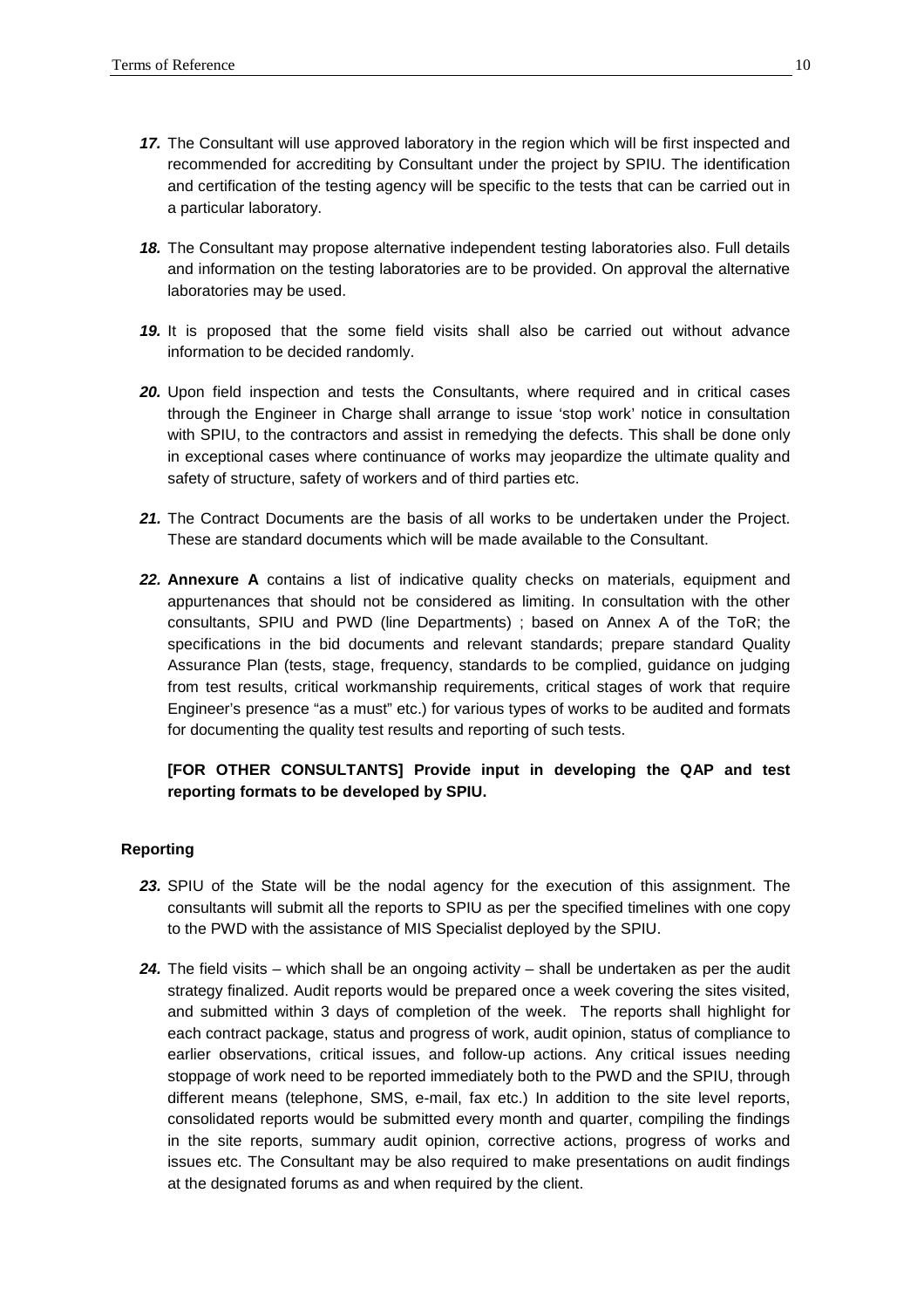***17.*** The Consultant will use approved laboratory in the region which will be first inspected and recommended for accrediting by Consultant under the project by SPIU. The identification and certification of the testing agency will be specific to the tests that can be carried out in a particular laboratory.

***18.*** The Consultant may propose alternative independent testing laboratories also. Full details and information on the testing laboratories are to be provided. On approval the alternative laboratories may be used.

***19.*** It is proposed that the some field visits shall also be carried out without advance information to be decided randomly.

***20.*** Upon field inspection and tests the Consultants, where required and in critical cases through the Engineer in Charge shall arrange to issue 'stop work' notice in consultation with SPIU, to the contractors and assist in remedying the defects. This shall be done only in exceptional cases where continuance of works may jeopardize the ultimate quality and safety of structure, safety of workers and of third parties etc.

***21.*** The Contract Documents are the basis of all works to be undertaken under the Project. These are standard documents which will be made available to the Consultant.

***22.*** **Annexure A** contains a list of indicative quality checks on materials, equipment and appurtenances that should not be considered as limiting. In consultation with the other consultants, SPIU and PWD (line Departments) ; based on Annex A of the ToR; the specifications in the bid documents and relevant standards; prepare standard Quality Assurance Plan (tests, stage, frequency, standards to be complied, guidance on judging from test results, critical workmanship requirements, critical stages of work that require Engineer's presence "as a must" etc.) for various types of works to be audited and formats for documenting the quality test results and reporting of such tests.

**[FOR OTHER CONSULTANTS] Provide input in developing the QAP and test reporting formats to be developed by SPIU.**

**Reporting**

***23.*** SPIU of the State will be the nodal agency for the execution of this assignment. The consultants will submit all the reports to SPIU as per the specified timelines with one copy to the PWD with the assistance of MIS Specialist deployed by the SPIU.

***24.*** The field visits – which shall be an ongoing activity – shall be undertaken as per the audit strategy finalized. Audit reports would be prepared once a week covering the sites visited, and submitted within 3 days of completion of the week. The reports shall highlight for each contract package, status and progress of work, audit opinion, status of compliance to earlier observations, critical issues, and follow-up actions. Any critical issues needing stoppage of work need to be reported immediately both to the PWD and the SPIU, through different means (telephone, SMS, e-mail, fax etc.) In addition to the site level reports, consolidated reports would be submitted every month and quarter, compiling the findings in the site reports, summary audit opinion, corrective actions, progress of works and issues etc. The Consultant may be also required to make presentations on audit findings at the designated forums as and when required by the client.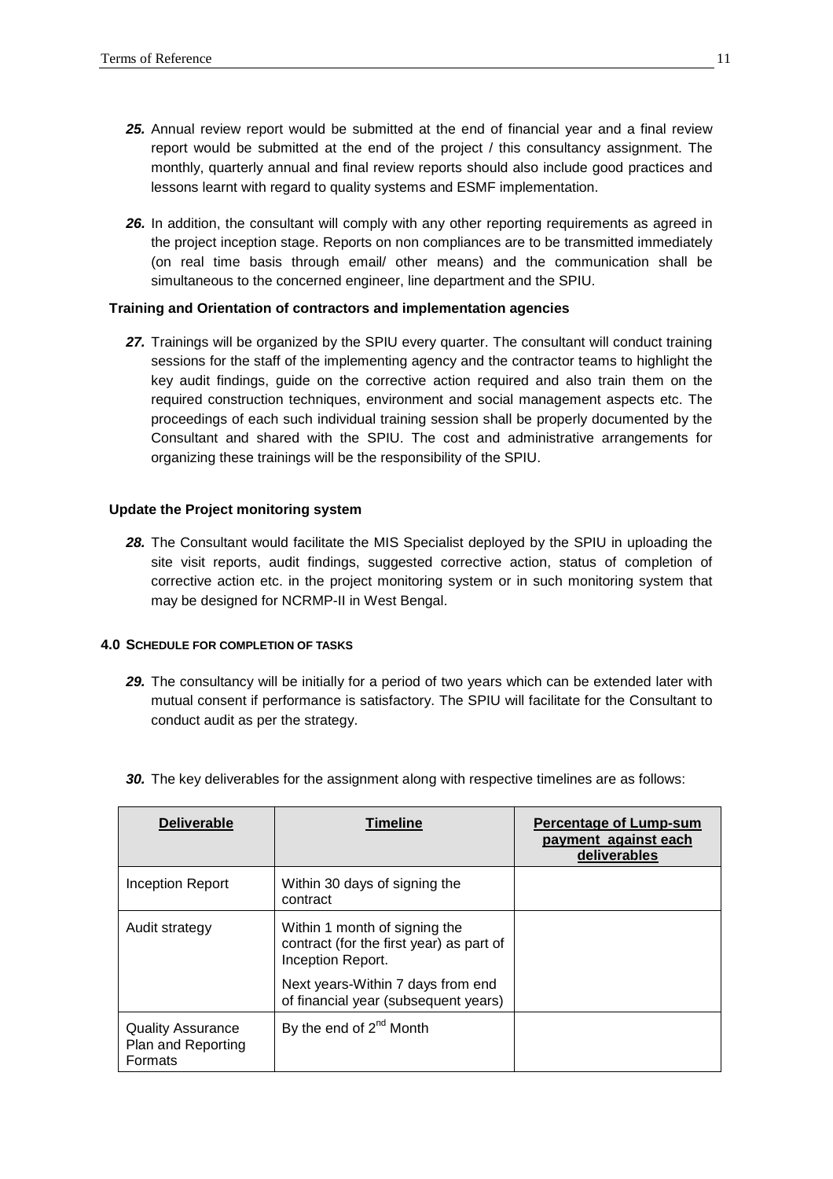**25.** Annual review report would be submitted at the end of financial year and a final review report would be submitted at the end of the project / this consultancy assignment. The monthly, quarterly annual and final review reports should also include good practices and lessons learnt with regard to quality systems and ESMF implementation.

**26.** In addition, the consultant will comply with any other reporting requirements as agreed in the project inception stage. Reports on non compliances are to be transmitted immediately (on real time basis through email/ other means) and the communication shall be simultaneous to the concerned engineer, line department and the SPIU.

**Training and Orientation of contractors and implementation agencies**

**27.** Trainings will be organized by the SPIU every quarter. The consultant will conduct training sessions for the staff of the implementing agency and the contractor teams to highlight the key audit findings, guide on the corrective action required and also train them on the required construction techniques, environment and social management aspects etc. The proceedings of each such individual training session shall be properly documented by the Consultant and shared with the SPIU. The cost and administrative arrangements for organizing these trainings will be the responsibility of the SPIU.

**Update the Project monitoring system**

**28.** The Consultant would facilitate the MIS Specialist deployed by the SPIU in uploading the site visit reports, audit findings, suggested corrective action, status of completion of corrective action etc. in the project monitoring system or in such monitoring system that may be designed for NCRMP-II in West Bengal.

## 4.0 SCHEDULE FOR COMPLETION OF TASKS

**29.** The consultancy will be initially for a period of two years which can be extended later with mutual consent if performance is satisfactory. The SPIU will facilitate for the Consultant to conduct audit as per the strategy.

**30.** The key deliverables for the assignment along with respective timelines are as follows:

| Deliverable | Timeline | Percentage of Lump-sum payment against each deliverables |
|---|---|---|
| Inception Report | Within 30 days of signing the contract | |
| Audit strategy | Within 1 month of signing the contract (for the first year) as part of Inception Report.<br>Next years-Within 7 days from end of financial year (subsequent years) | |
| Quality Assurance Plan and Reporting Formats | By the end of 2nd Month | |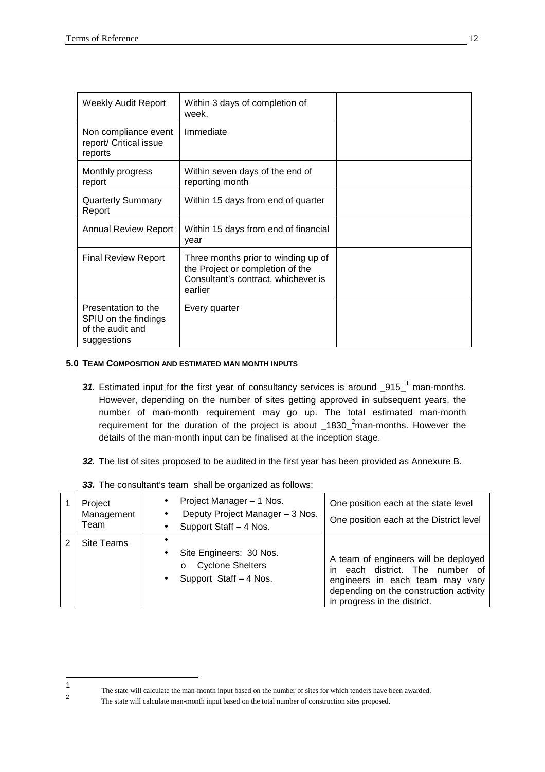| Weekly Audit Report | Within 3 days of completion of week. | |
|---|---|---|
| Non compliance event report/ Critical issue reports | Immediate | |
| Monthly progress report | Within seven days of the end of reporting month | |
| Quarterly Summary Report | Within 15 days from end of quarter | |
| Annual Review Report | Within 15 days from end of financial year | |
| Final Review Report | Three months prior to winding up of the Project or completion of the Consultant's contract, whichever is earlier | |
| Presentation to the SPIU on the findings of the audit and suggestions | Every quarter | |

#### 5.0 TEAM COMPOSITION AND ESTIMATED MAN MONTH INPUTS

***31.*** Estimated input for the first year of consultancy services is around _915_[1] man-months. However, depending on the number of sites getting approved in subsequent years, the number of man-month requirement may go up. The total estimated man-month requirement for the duration of the project is about _1830_[2]man-months. However the details of the man-month input can be finalised at the inception stage.

***32.*** The list of sites proposed to be audited in the first year has been provided as Annexure B.

***33.*** The consultant's team shall be organized as follows:

| 1 | Project Management Team | • Project Manager – 1 Nos.<br>• Deputy Project Manager – 3 Nos.<br>• Support Staff – 4 Nos. | One position each at the state level<br>One position each at the District level |
|---|---|---|---|
| 2 | Site Teams | •<br>• Site Engineers: 30 Nos.<br>o Cyclone Shelters<br>• Support Staff – 4 Nos. | A team of engineers will be deployed in each district. The number of engineers in each team may vary depending on the construction activity in progress in the district. |

---

[1] The state will calculate the man-month input based on the number of sites for which tenders have been awarded.

[2] The state will calculate man-month input based on the total number of construction sites proposed.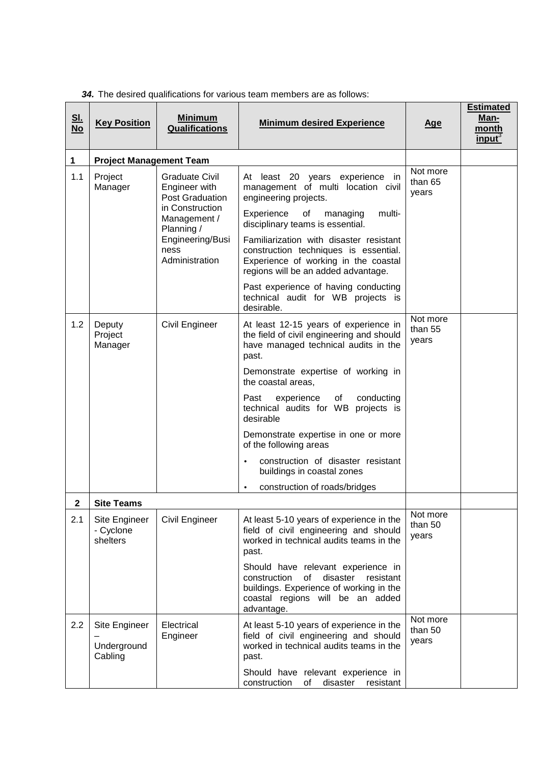***34.*** The desired qualifications for various team members are as follows:

| Sl. No | Key Position | Minimum Qualifications | Minimum desired Experience | Age | Estimated Man-month input[3] |
|---|---|---|---|---|---|
| **1** | **Project Management Team** | | | | |
| 1.1 | Project Manager | Graduate Civil Engineer with Post Graduation in Construction Management / Planning / Engineering/Business Administration | At least 20 years experience in management of multi location civil engineering projects.<br><br>Experience of managing multi-disciplinary teams is essential.<br><br>Familiarization with disaster resistant construction techniques is essential. Experience of working in the coastal regions will be an added advantage.<br><br>Past experience of having conducting technical audit for WB projects is desirable. | Not more than 65 years | |
| 1.2 | Deputy Project Manager | Civil Engineer | At least 12-15 years of experience in the field of civil engineering and should have managed technical audits in the past.<br><br>Demonstrate expertise of working in the coastal areas,<br><br>Past experience of conducting technical audits for WB projects is desirable<br><br>Demonstrate expertise in one or more of the following areas<br>• construction of disaster resistant buildings in coastal zones<br>• construction of roads/bridges | Not more than 55 years | |
| **2** | **Site Teams** | | | | |
| 2.1 | Site Engineer - Cyclone shelters | Civil Engineer | At least 5-10 years of experience in the field of civil engineering and should worked in technical audits teams in the past.<br><br>Should have relevant experience in construction of disaster resistant buildings. Experience of working in the coastal regions will be an added advantage. | Not more than 50 years | |
| 2.2 | Site Engineer – Underground Cabling | Electrical Engineer | At least 5-10 years of experience in the field of civil engineering and should worked in technical audits teams in the past.<br><br>Should have relevant experience in construction of disaster resistant | Not more than 50 years | |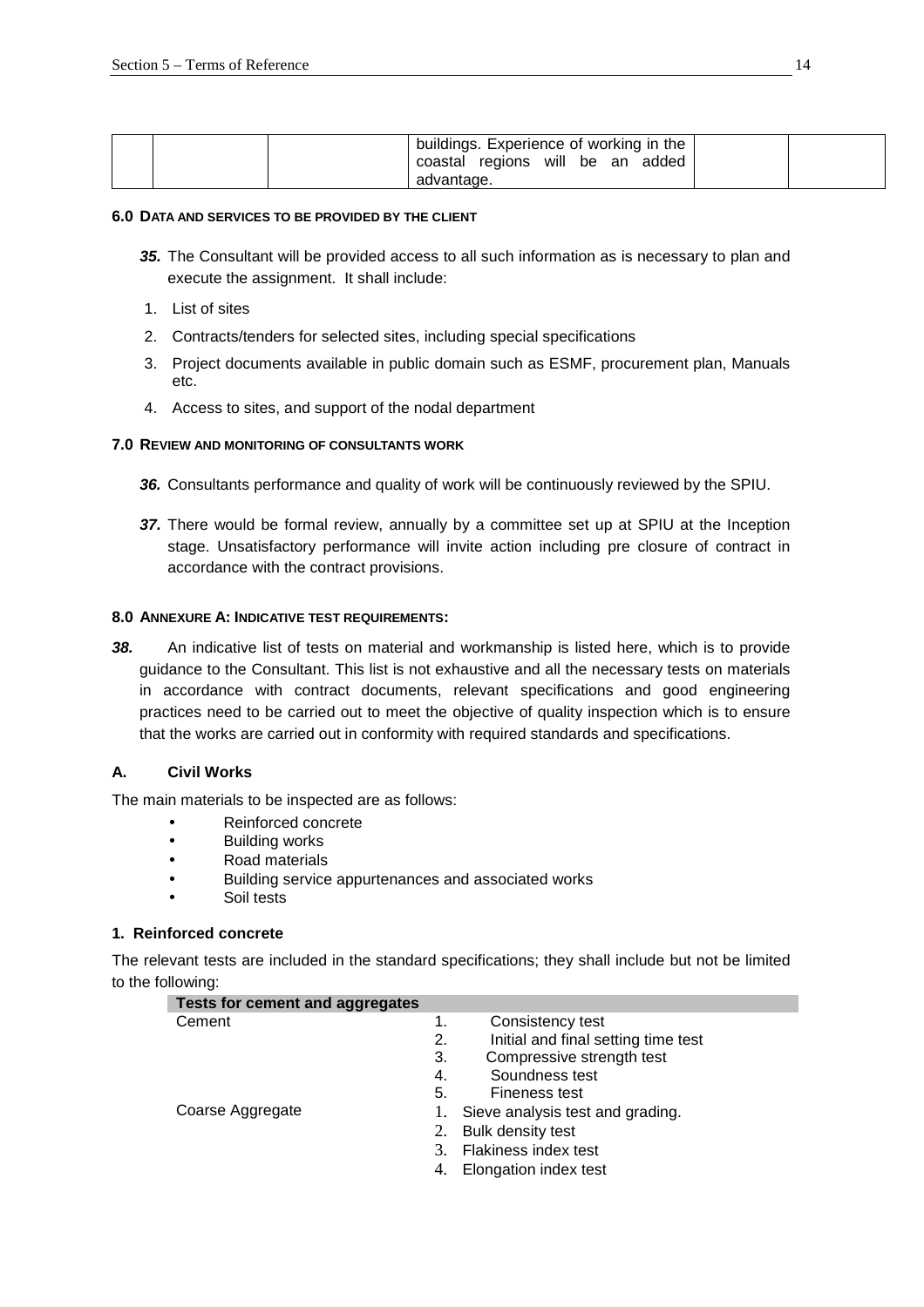|  |  |  | buildings. Experience of working in the coastal regions will be an added advantage. |  |  |
|---|---|---|---|---|---|

#### 6.0 DATA AND SERVICES TO BE PROVIDED BY THE CLIENT

***35.*** The Consultant will be provided access to all such information as is necessary to plan and execute the assignment. It shall include:

1. List of sites
2. Contracts/tenders for selected sites, including special specifications
3. Project documents available in public domain such as ESMF, procurement plan, Manuals etc.
4. Access to sites, and support of the nodal department

#### 7.0 REVIEW AND MONITORING OF CONSULTANTS WORK

***36.*** Consultants performance and quality of work will be continuously reviewed by the SPIU.

***37.*** There would be formal review, annually by a committee set up at SPIU at the Inception stage. Unsatisfactory performance will invite action including pre closure of contract in accordance with the contract provisions.

#### 8.0 ANNEXURE A: INDICATIVE TEST REQUIREMENTS:

***38.*** An indicative list of tests on material and workmanship is listed here, which is to provide guidance to the Consultant. This list is not exhaustive and all the necessary tests on materials in accordance with contract documents, relevant specifications and good engineering practices need to be carried out to meet the objective of quality inspection which is to ensure that the works are carried out in conformity with required standards and specifications.

**A. Civil Works**

The main materials to be inspected are as follows:

- Reinforced concrete
- Building works
- Road materials
- Building service appurtenances and associated works
- Soil tests

**1. Reinforced concrete**

The relevant tests are included in the standard specifications; they shall include but not be limited to the following:

| Tests for cement and aggregates | |
|---|---|
| Cement | 1. Consistency test<br>2. Initial and final setting time test<br>3. Compressive strength test<br>4. Soundness test<br>5. Fineness test |
| Coarse Aggregate | 1. Sieve analysis test and grading.<br>2. Bulk density test<br>3. Flakiness index test<br>4. Elongation index test |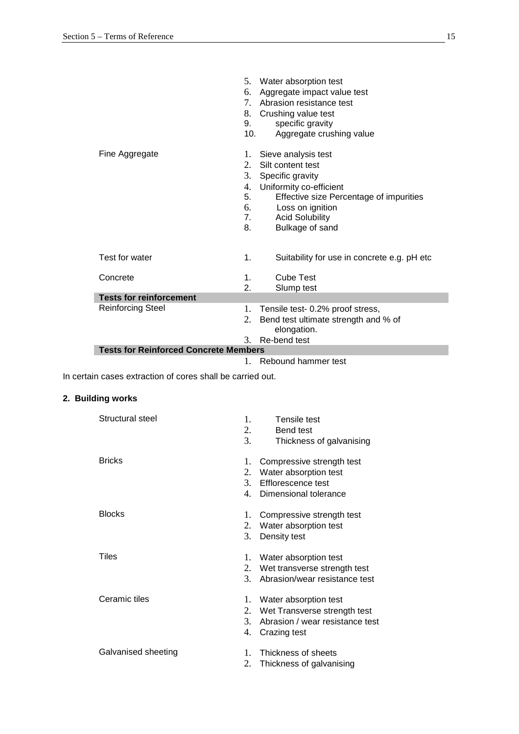| | |
|---|---|
| | 5. Water absorption test<br>6. Aggregate impact value test<br>7. Abrasion resistance test<br>8. Crushing value test<br>9. specific gravity<br>10. Aggregate crushing value |
| Fine Aggregate | 1. Sieve analysis test<br>2. Silt content test<br>3. Specific gravity<br>4. Uniformity co-efficient<br>5. Effective size Percentage of impurities<br>6. Loss on ignition<br>7. Acid Solubility<br>8. Bulkage of sand |
| Test for water | 1. Suitability for use in concrete e.g. pH etc |
| Concrete | 1. Cube Test<br>2. Slump test |
| **Tests for reinforcement** | |
| Reinforcing Steel | 1. Tensile test- 0.2% proof stress,<br>2. Bend test ultimate strength and % of elongation.<br>3. Re-bend test |
| **Tests for Reinforced Concrete Members** | |
| | 1. Rebound hammer test |

In certain cases extraction of cores shall be carried out.

**2. Building works**

| | |
|---|---|
| Structural steel | 1. Tensile test<br>2. Bend test<br>3. Thickness of galvanising |
| Bricks | 1. Compressive strength test<br>2. Water absorption test<br>3. Efflorescence test<br>4. Dimensional tolerance |
| Blocks | 1. Compressive strength test<br>2. Water absorption test<br>3. Density test |
| Tiles | 1. Water absorption test<br>2. Wet transverse strength test<br>3. Abrasion/wear resistance test |
| Ceramic tiles | 1. Water absorption test<br>2. Wet Transverse strength test<br>3. Abrasion / wear resistance test<br>4. Crazing test |
| Galvanised sheeting | 1. Thickness of sheets<br>2. Thickness of galvanising |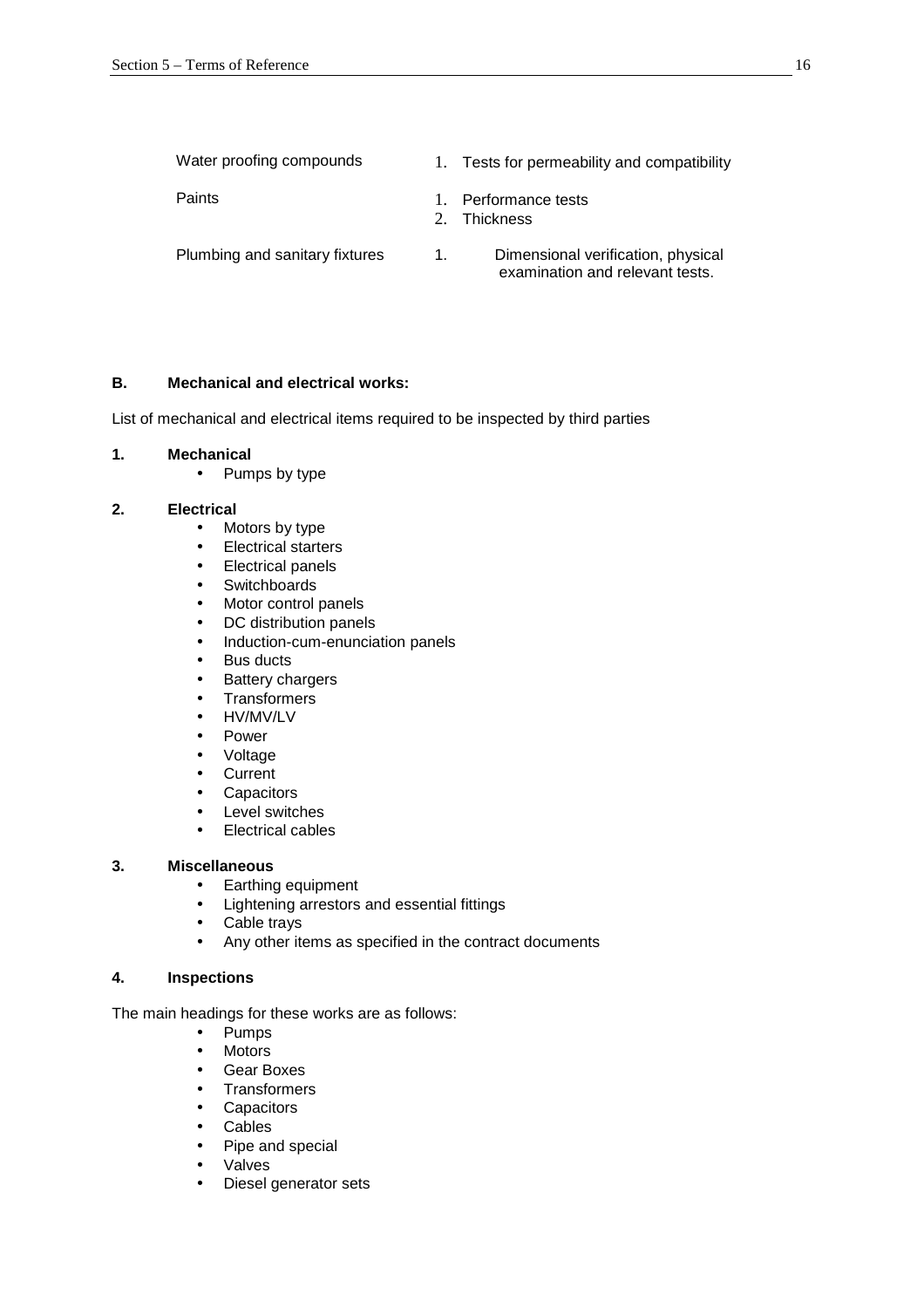| | |
|---|---|
| Water proofing compounds | 1. Tests for permeability and compatibility |
| Paints | 1. Performance tests<br>2. Thickness |
| Plumbing and sanitary fixtures | 1. Dimensional verification, physical examination and relevant tests. |

**B. Mechanical and electrical works:**

List of mechanical and electrical items required to be inspected by third parties

**1. Mechanical**

- Pumps by type

**2. Electrical**

- Motors by type
- Electrical starters
- Electrical panels
- Switchboards
- Motor control panels
- DC distribution panels
- Induction-cum-enunciation panels
- Bus ducts
- Battery chargers
- Transformers
- HV/MV/LV
- Power
- Voltage
- Current
- Capacitors
- Level switches
- Electrical cables

**3. Miscellaneous**

- Earthing equipment
- Lightening arrestors and essential fittings
- Cable trays
- Any other items as specified in the contract documents

**4. Inspections**

The main headings for these works are as follows:

- Pumps
- Motors
- Gear Boxes
- Transformers
- Capacitors
- Cables
- Pipe and special
- Valves
- Diesel generator sets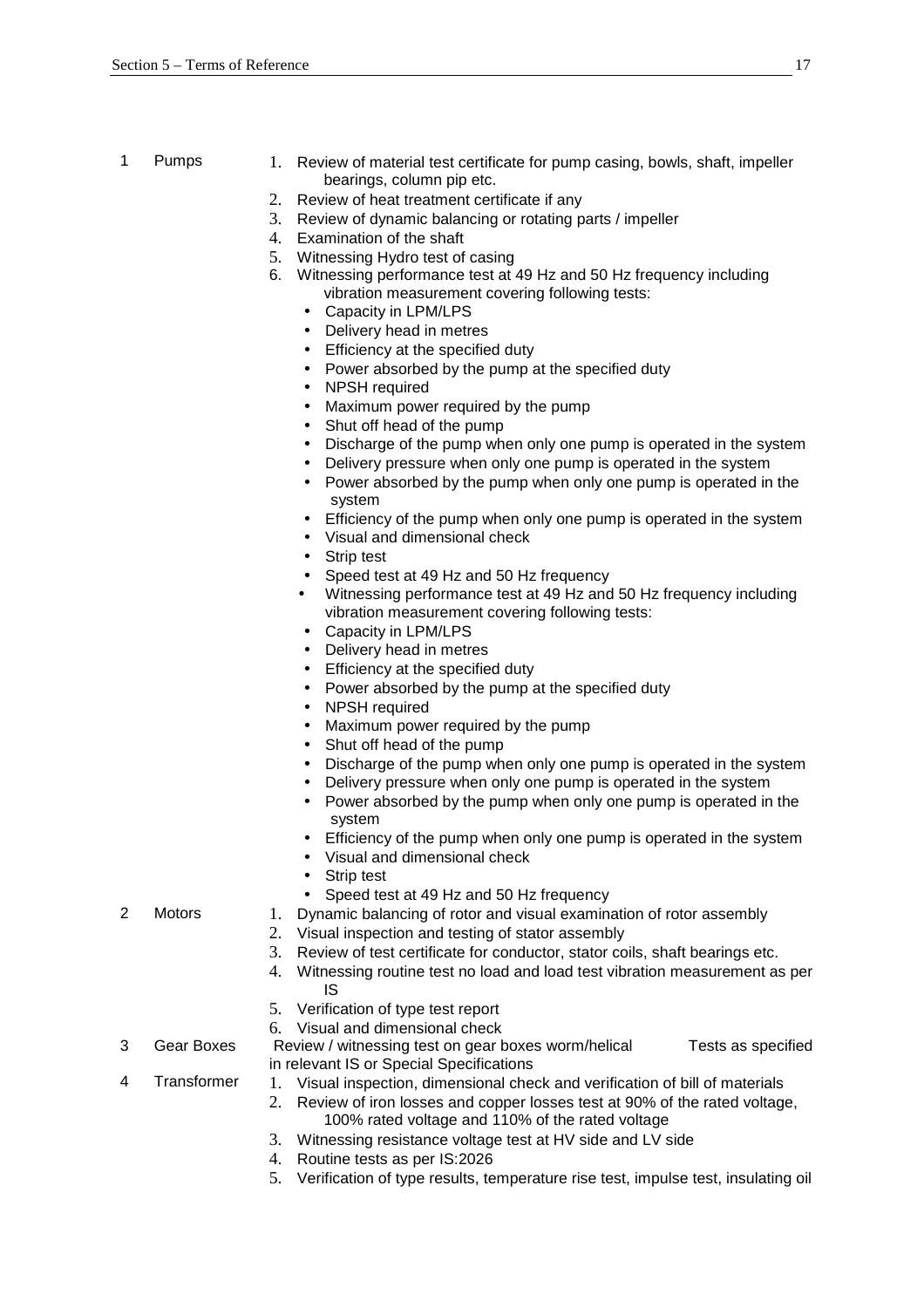| | | |
|---|---|---|
| 1 | Pumps | 1. Review of material test certificate for pump casing, bowls, shaft, impeller bearings, column pip etc.<br>2. Review of heat treatment certificate if any<br>3. Review of dynamic balancing or rotating parts / impeller<br>4. Examination of the shaft<br>5. Witnessing Hydro test of casing<br>6. Witnessing performance test at 49 Hz and 50 Hz frequency including vibration measurement covering following tests:<br>• Capacity in LPM/LPS<br>• Delivery head in metres<br>• Efficiency at the specified duty<br>• Power absorbed by the pump at the specified duty<br>• NPSH required<br>• Maximum power required by the pump<br>• Shut off head of the pump<br>• Discharge of the pump when only one pump is operated in the system<br>• Delivery pressure when only one pump is operated in the system<br>• Power absorbed by the pump when only one pump is operated in the system<br>• Efficiency of the pump when only one pump is operated in the system<br>• Visual and dimensional check<br>• Strip test<br>• Speed test at 49 Hz and 50 Hz frequency<br>• Witnessing performance test at 49 Hz and 50 Hz frequency including vibration measurement covering following tests:<br>• Capacity in LPM/LPS<br>• Delivery head in metres<br>• Efficiency at the specified duty<br>• Power absorbed by the pump at the specified duty<br>• NPSH required<br>• Maximum power required by the pump<br>• Shut off head of the pump<br>• Discharge of the pump when only one pump is operated in the system<br>• Delivery pressure when only one pump is operated in the system<br>• Power absorbed by the pump when only one pump is operated in the system<br>• Efficiency of the pump when only one pump is operated in the system<br>• Visual and dimensional check<br>• Strip test<br>• Speed test at 49 Hz and 50 Hz frequency |
| 2 | Motors | 1. Dynamic balancing of rotor and visual examination of rotor assembly<br>2. Visual inspection and testing of stator assembly<br>3. Review of test certificate for conductor, stator coils, shaft bearings etc.<br>4. Witnessing routine test no load and load test vibration measurement as per IS<br>5. Verification of type test report<br>6. Visual and dimensional check |
| 3 | Gear Boxes | Review / witnessing test on gear boxes worm/helical Tests as specified in relevant IS or Special Specifications |
| 4 | Transformer | 1. Visual inspection, dimensional check and verification of bill of materials<br>2. Review of iron losses and copper losses test at 90% of the rated voltage, 100% rated voltage and 110% of the rated voltage<br>3. Witnessing resistance voltage test at HV side and LV side<br>4. Routine tests as per IS:2026<br>5. Verification of type results, temperature rise test, impulse test, insulating oil |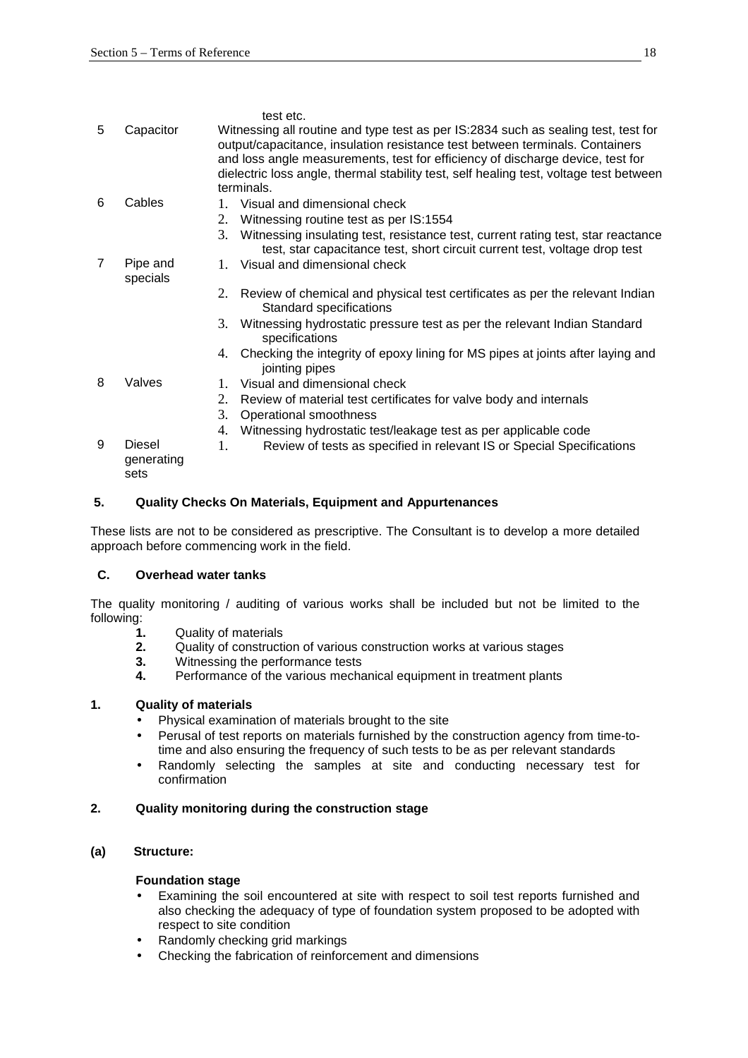| | | test etc. |
|---|---|---|
| 5 | Capacitor | Witnessing all routine and type test as per IS:2834 such as sealing test, test for output/capacitance, insulation resistance test between terminals. Containers and loss angle measurements, test for efficiency of discharge device, test for dielectric loss angle, thermal stability test, self healing test, voltage test between terminals. |
| 6 | Cables | 1. Visual and dimensional check<br>2. Witnessing routine test as per IS:1554<br>3. Witnessing insulating test, resistance test, current rating test, star reactance test, star capacitance test, short circuit current test, voltage drop test |
| 7 | Pipe and specials | 1. Visual and dimensional check<br>2. Review of chemical and physical test certificates as per the relevant Indian Standard specifications<br>3. Witnessing hydrostatic pressure test as per the relevant Indian Standard specifications<br>4. Checking the integrity of epoxy lining for MS pipes at joints after laying and jointing pipes |
| 8 | Valves | 1. Visual and dimensional check<br>2. Review of material test certificates for valve body and internals<br>3. Operational smoothness<br>4. Witnessing hydrostatic test/leakage test as per applicable code |
| 9 | Diesel generating sets | 1. Review of tests as specified in relevant IS or Special Specifications |

## 5. Quality Checks On Materials, Equipment and Appurtenances

These lists are not to be considered as prescriptive. The Consultant is to develop a more detailed approach before commencing work in the field.

### C. Overhead water tanks

The quality monitoring / auditing of various works shall be included but not be limited to the following:

1. Quality of materials
2. Quality of construction of various construction works at various stages
3. Witnessing the performance tests
4. Performance of the various mechanical equipment in treatment plants

### 1. Quality of materials

- Physical examination of materials brought to the site
- Perusal of test reports on materials furnished by the construction agency from time-to-time and also ensuring the frequency of such tests to be as per relevant standards
- Randomly selecting the samples at site and conducting necessary test for confirmation

### 2. Quality monitoring during the construction stage

#### (a) Structure:

**Foundation stage**

- Examining the soil encountered at site with respect to soil test reports furnished and also checking the adequacy of type of foundation system proposed to be adopted with respect to site condition
- Randomly checking grid markings
- Checking the fabrication of reinforcement and dimensions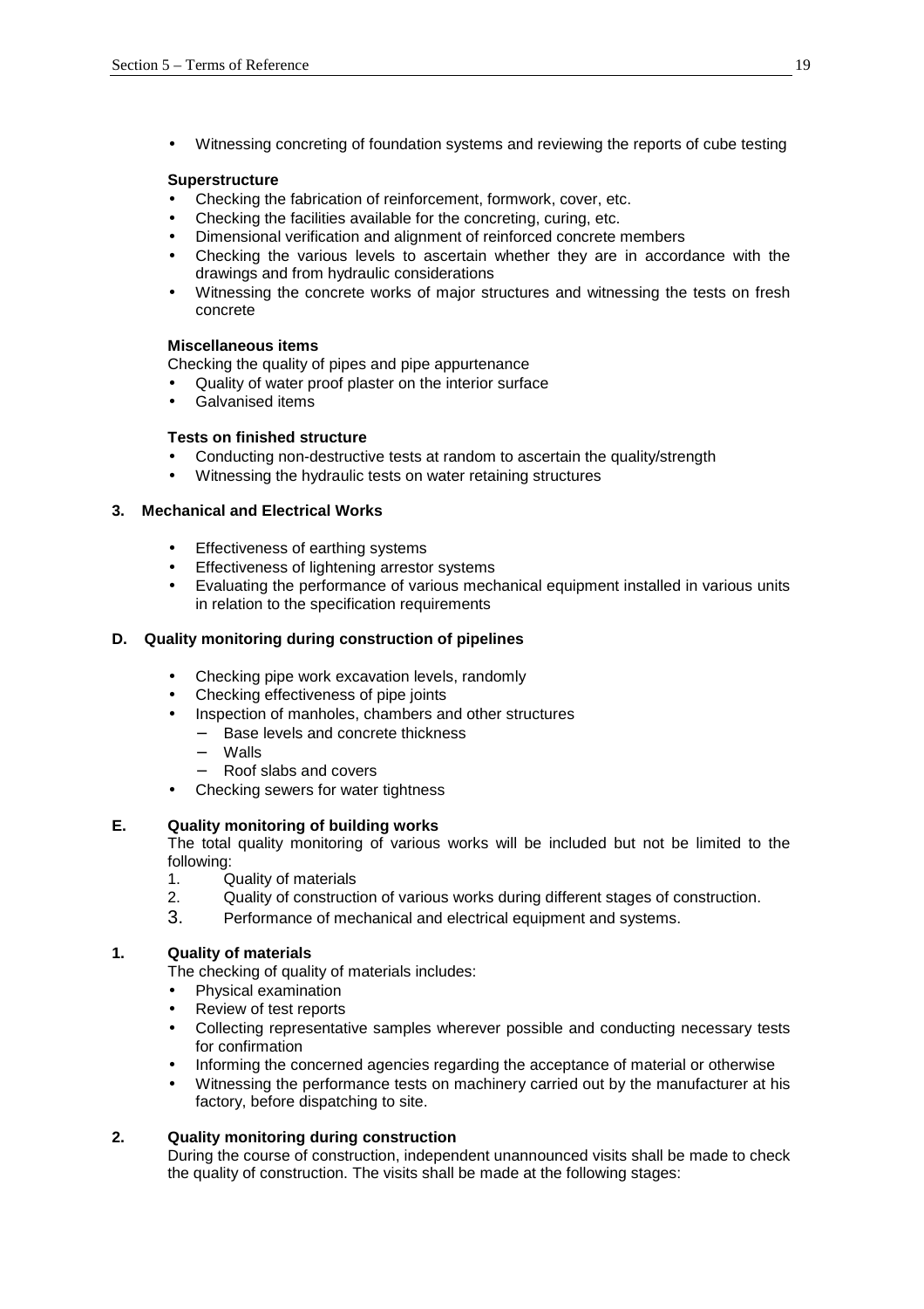- Witnessing concreting of foundation systems and reviewing the reports of cube testing

**Superstructure**

- Checking the fabrication of reinforcement, formwork, cover, etc.
- Checking the facilities available for the concreting, curing, etc.
- Dimensional verification and alignment of reinforced concrete members
- Checking the various levels to ascertain whether they are in accordance with the drawings and from hydraulic considerations
- Witnessing the concrete works of major structures and witnessing the tests on fresh concrete

**Miscellaneous items**

Checking the quality of pipes and pipe appurtenance

- Quality of water proof plaster on the interior surface
- Galvanised items

**Tests on finished structure**

- Conducting non-destructive tests at random to ascertain the quality/strength
- Witnessing the hydraulic tests on water retaining structures

**3. Mechanical and Electrical Works**

- Effectiveness of earthing systems
- Effectiveness of lightening arrestor systems
- Evaluating the performance of various mechanical equipment installed in various units in relation to the specification requirements

**D. Quality monitoring during construction of pipelines**

- Checking pipe work excavation levels, randomly
- Checking effectiveness of pipe joints
- Inspection of manholes, chambers and other structures
  - Base levels and concrete thickness
  - Walls
  - Roof slabs and covers
- Checking sewers for water tightness

**E. Quality monitoring of building works**

The total quality monitoring of various works will be included but not be limited to the following:

1. Quality of materials
2. Quality of construction of various works during different stages of construction.
3. Performance of mechanical and electrical equipment and systems.

**1. Quality of materials**

The checking of quality of materials includes:

- Physical examination
- Review of test reports
- Collecting representative samples wherever possible and conducting necessary tests for confirmation
- Informing the concerned agencies regarding the acceptance of material or otherwise
- Witnessing the performance tests on machinery carried out by the manufacturer at his factory, before dispatching to site.

**2. Quality monitoring during construction**

During the course of construction, independent unannounced visits shall be made to check the quality of construction. The visits shall be made at the following stages: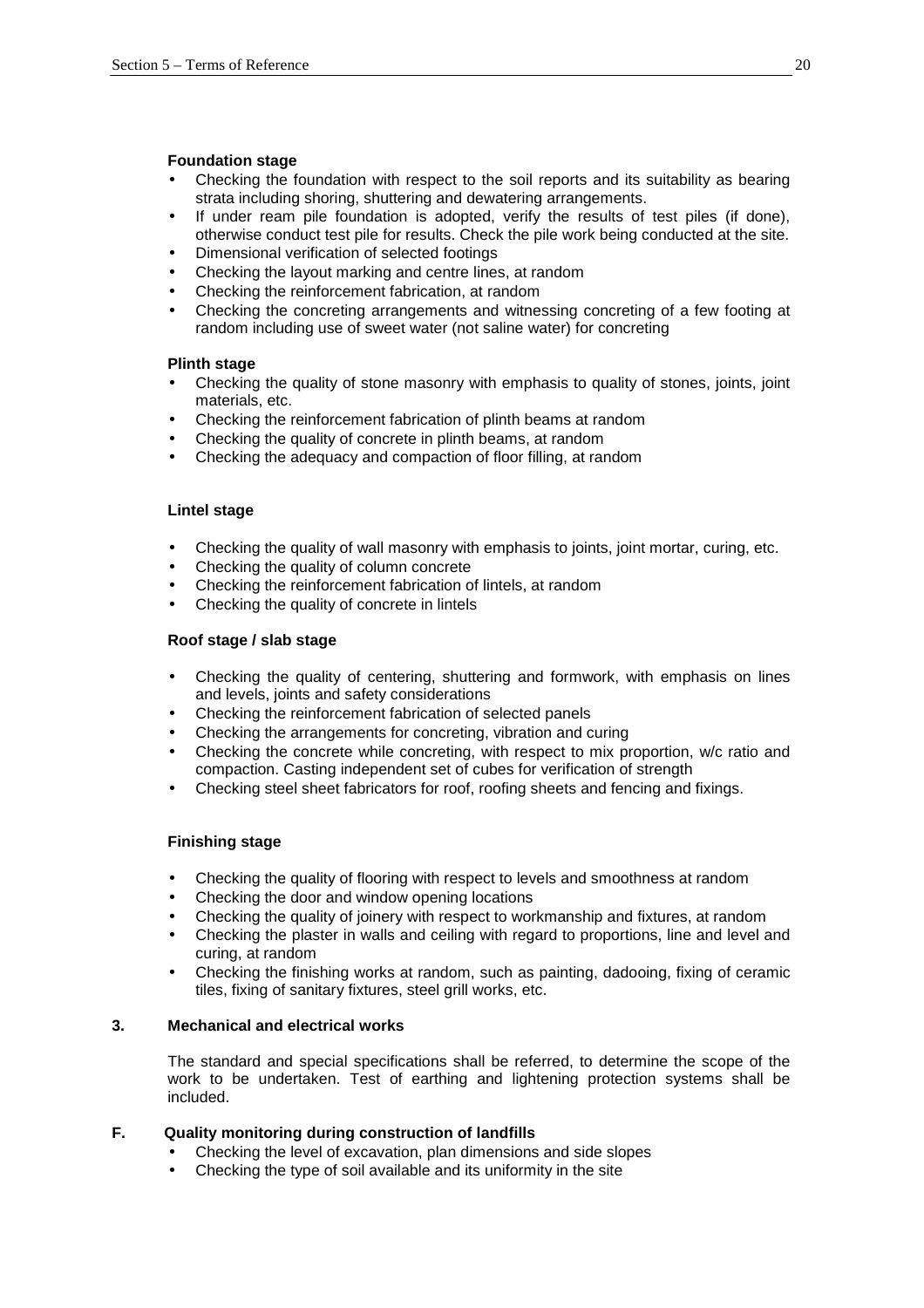**Foundation stage**

- Checking the foundation with respect to the soil reports and its suitability as bearing strata including shoring, shuttering and dewatering arrangements.
- If under ream pile foundation is adopted, verify the results of test piles (if done), otherwise conduct test pile for results. Check the pile work being conducted at the site.
- Dimensional verification of selected footings
- Checking the layout marking and centre lines, at random
- Checking the reinforcement fabrication, at random
- Checking the concreting arrangements and witnessing concreting of a few footing at random including use of sweet water (not saline water) for concreting

**Plinth stage**

- Checking the quality of stone masonry with emphasis to quality of stones, joints, joint materials, etc.
- Checking the reinforcement fabrication of plinth beams at random
- Checking the quality of concrete in plinth beams, at random
- Checking the adequacy and compaction of floor filling, at random

**Lintel stage**

- Checking the quality of wall masonry with emphasis to joints, joint mortar, curing, etc.
- Checking the quality of column concrete
- Checking the reinforcement fabrication of lintels, at random
- Checking the quality of concrete in lintels

**Roof stage / slab stage**

- Checking the quality of centering, shuttering and formwork, with emphasis on lines and levels, joints and safety considerations
- Checking the reinforcement fabrication of selected panels
- Checking the arrangements for concreting, vibration and curing
- Checking the concrete while concreting, with respect to mix proportion, w/c ratio and compaction. Casting independent set of cubes for verification of strength
- Checking steel sheet fabricators for roof, roofing sheets and fencing and fixings.

**Finishing stage**

- Checking the quality of flooring with respect to levels and smoothness at random
- Checking the door and window opening locations
- Checking the quality of joinery with respect to workmanship and fixtures, at random
- Checking the plaster in walls and ceiling with regard to proportions, line and level and curing, at random
- Checking the finishing works at random, such as painting, dadooing, fixing of ceramic tiles, fixing of sanitary fixtures, steel grill works, etc.

### 3. Mechanical and electrical works

The standard and special specifications shall be referred, to determine the scope of the work to be undertaken. Test of earthing and lightening protection systems shall be included.

## F. Quality monitoring during construction of landfills

- Checking the level of excavation, plan dimensions and side slopes
- Checking the type of soil available and its uniformity in the site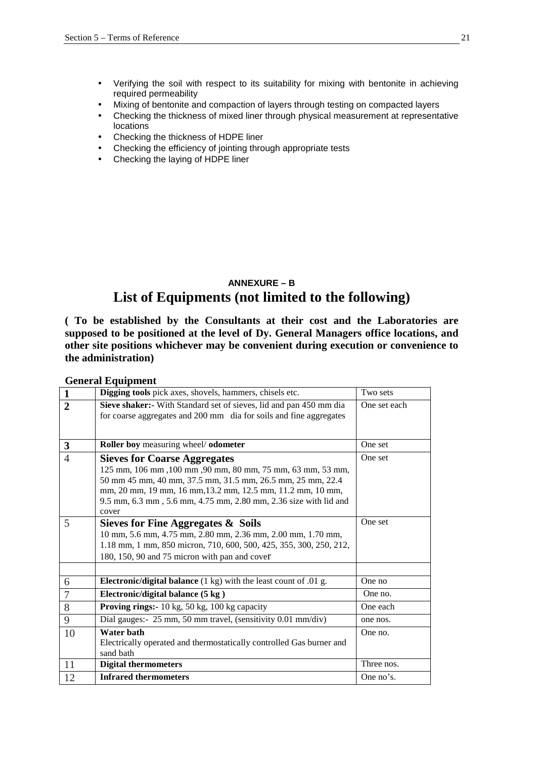- Verifying the soil with respect to its suitability for mixing with bentonite in achieving required permeability
- Mixing of bentonite and compaction of layers through testing on compacted layers
- Checking the thickness of mixed liner through physical measurement at representative locations
- Checking the thickness of HDPE liner
- Checking the efficiency of jointing through appropriate tests
- Checking the laying of HDPE liner

### ANNEXURE – B

## List of Equipments (not limited to the following)

**( To be established by the Consultants at their cost and the Laboratories are supposed to be positioned at the level of Dy. General Managers office locations, and other site positions whichever may be convenient during execution or convenience to the administration)**

**General Equipment**

| | | |
|---|---|---|
| **1** | **Digging tools** pick axes, shovels, hammers, chisels etc. | Two sets |
| **2** | **Sieve shaker:-** With Standard set of sieves, lid and pan 450 mm dia for coarse aggregates and 200 mm dia for soils and fine aggregates | One set each |
| **3** | **Roller boy** measuring wheel/ **odometer** | One set |
| 4 | **Sieves for Coarse Aggregates** 125 mm, 106 mm ,100 mm ,90 mm, 80 mm, 75 mm, 63 mm, 53 mm, 50 mm 45 mm, 40 mm, 37.5 mm, 31.5 mm, 26.5 mm, 25 mm, 22.4 mm, 20 mm, 19 mm, 16 mm,13.2 mm, 12.5 mm, 11.2 mm, 10 mm, 9.5 mm, 6.3 mm , 5.6 mm, 4.75 mm, 2.80 mm, 2.36 size with lid and cover | One set |
| 5 | **Sieves for Fine Aggregates & Soils** 10 mm, 5.6 mm, 4.75 mm, 2.80 mm, 2.36 mm, 2.00 mm, 1.70 mm, 1.18 mm, 1 mm, 850 micron, 710, 600, 500, 425, 355, 300, 250, 212, 180, 150, 90 and 75 micron with pan and cover | One set |
| | | |
| 6 | **Electronic/digital balance** (1 kg) with the least count of .01 g. | One no |
| 7 | **Electronic/digital balance (5 kg )** | One no. |
| 8 | **Proving rings:-** 10 kg, 50 kg, 100 kg capacity | One each |
| 9 | Dial gauges:- 25 mm, 50 mm travel, (sensitivity 0.01 mm/div) | one nos. |
| 10 | **Water bath** Electrically operated and thermostatically controlled Gas burner and sand bath | One no. |
| 11 | **Digital thermometers** | Three nos. |
| 12 | **Infrared thermometers** | One no's. |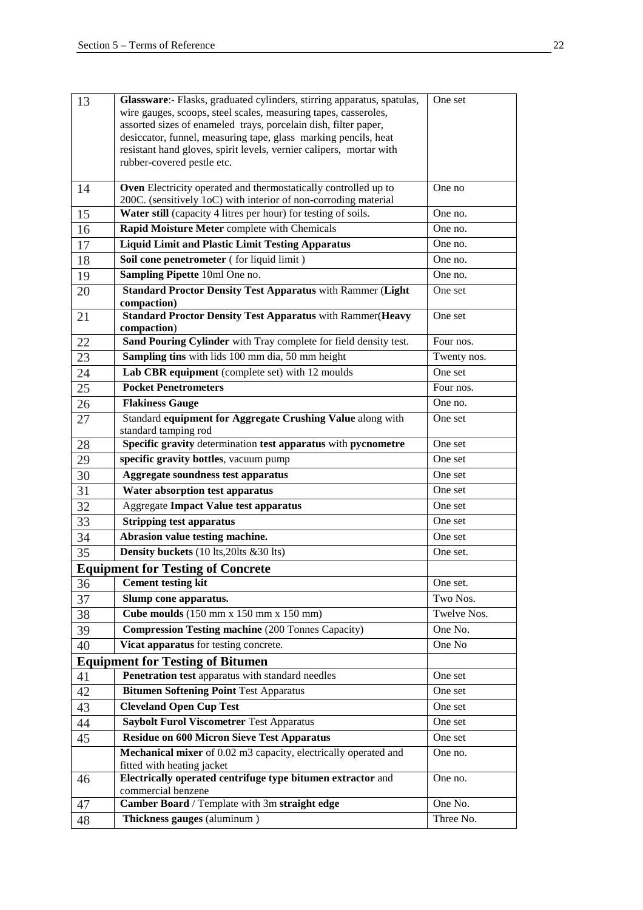| 13 | **Glassware**:- Flasks, graduated cylinders, stirring apparatus, spatulas, wire gauges, scoops, steel scales, measuring tapes, casseroles, assorted sizes of enameled trays, porcelain dish, filter paper, desiccator, funnel, measuring tape, glass marking pencils, heat resistant hand gloves, spirit levels, vernier calipers, mortar with rubber-covered pestle etc. | One set |
|---|---|---|
| 14 | **Oven** Electricity operated and thermostatically controlled up to 200C. (sensitively 1oC) with interior of non-corroding material | One no |
| 15 | **Water still** (capacity 4 litres per hour) for testing of soils. | One no. |
| 16 | **Rapid Moisture Meter** complete with Chemicals | One no. |
| 17 | **Liquid Limit and Plastic Limit Testing Apparatus** | One no. |
| 18 | **Soil cone penetrometer** ( for liquid limit ) | One no. |
| 19 | **Sampling Pipette** 10ml One no. | One no. |
| 20 | **Standard Proctor Density Test Apparatus** with Rammer (**Light compaction)** | One set |
| 21 | **Standard Proctor Density Test Apparatus** with Rammer(**Heavy compaction**) | One set |
| 22 | **Sand Pouring Cylinder** with Tray complete for field density test. | Four nos. |
| 23 | **Sampling tins** with lids 100 mm dia, 50 mm height | Twenty nos. |
| 24 | **Lab CBR equipment** (complete set) with 12 moulds | One set |
| 25 | **Pocket Penetrometers** | Four nos. |
| 26 | **Flakiness Gauge** | One no. |
| 27 | Standard **equipment for Aggregate Crushing Value** along with standard tamping rod | One set |
| 28 | **Specific gravity** determination **test apparatus** with **pycnometre** | One set |
| 29 | **specific gravity bottles**, vacuum pump | One set |
| 30 | **Aggregate soundness test apparatus** | One set |
| 31 | **Water absorption test apparatus** | One set |
| 32 | Aggregate **Impact Value test apparatus** | One set |
| 33 | **Stripping test apparatus** | One set |
| 34 | **Abrasion value testing machine.** | One set |
| 35 | **Density buckets** (10 lts,20lts &30 lts) | One set. |
| **Equipment for Testing of Concrete** | | |
| 36 | **Cement testing kit** | One set. |
| 37 | **Slump cone apparatus.** | Two Nos. |
| 38 | **Cube moulds** (150 mm x 150 mm x 150 mm) | Twelve Nos. |
| 39 | **Compression Testing machine** (200 Tonnes Capacity) | One No. |
| 40 | **Vicat apparatus** for testing concrete. | One No |
| **Equipment for Testing of Bitumen** | | |
| 41 | **Penetration test** apparatus with standard needles | One set |
| 42 | **Bitumen Softening Point** Test Apparatus | One set |
| 43 | **Cleveland Open Cup Test** | One set |
| 44 | **Saybolt Furol Viscometrer** Test Apparatus | One set |
| 45 | **Residue on 600 Micron Sieve Test Apparatus** | One set |
| | **Mechanical mixer** of 0.02 m3 capacity, electrically operated and fitted with heating jacket | One no. |
| 46 | **Electrically operated centrifuge type bitumen extractor** and commercial benzene | One no. |
| 47 | **Camber Board** / Template with 3m **straight edge** | One No. |
| 48 | **Thickness gauges** (aluminum ) | Three No. |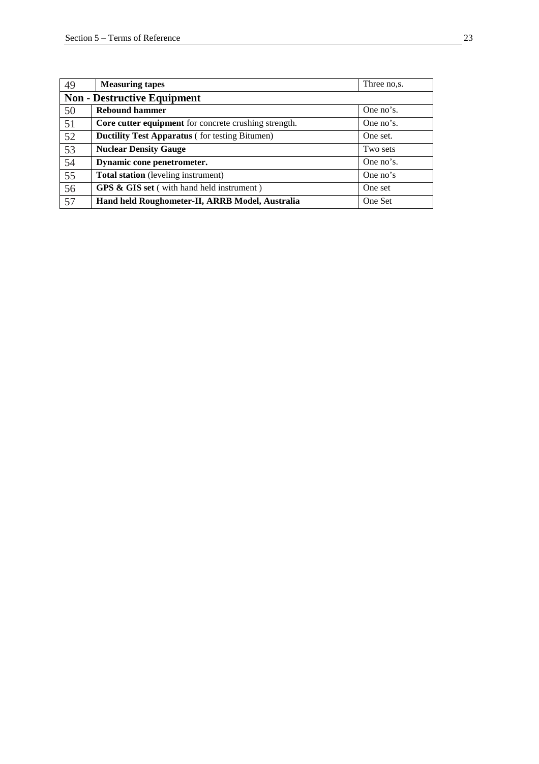| | | |
|---|---|---|
| 49 | **Measuring tapes** | Three no,s. |
| **Non - Destructive Equipment** | | |
| 50 | **Rebound hammer** | One no's. |
| 51 | **Core cutter equipment** for concrete crushing strength. | One no's. |
| 52 | **Ductility Test Apparatus** ( for testing Bitumen) | One set. |
| 53 | **Nuclear Density Gauge** | Two sets |
| 54 | **Dynamic cone penetrometer.** | One no's. |
| 55 | **Total station** (leveling instrument) | One no's |
| 56 | **GPS & GIS set** ( with hand held instrument ) | One set |
| 57 | **Hand held Roughometer-II, ARRB Model, Australia** | One Set |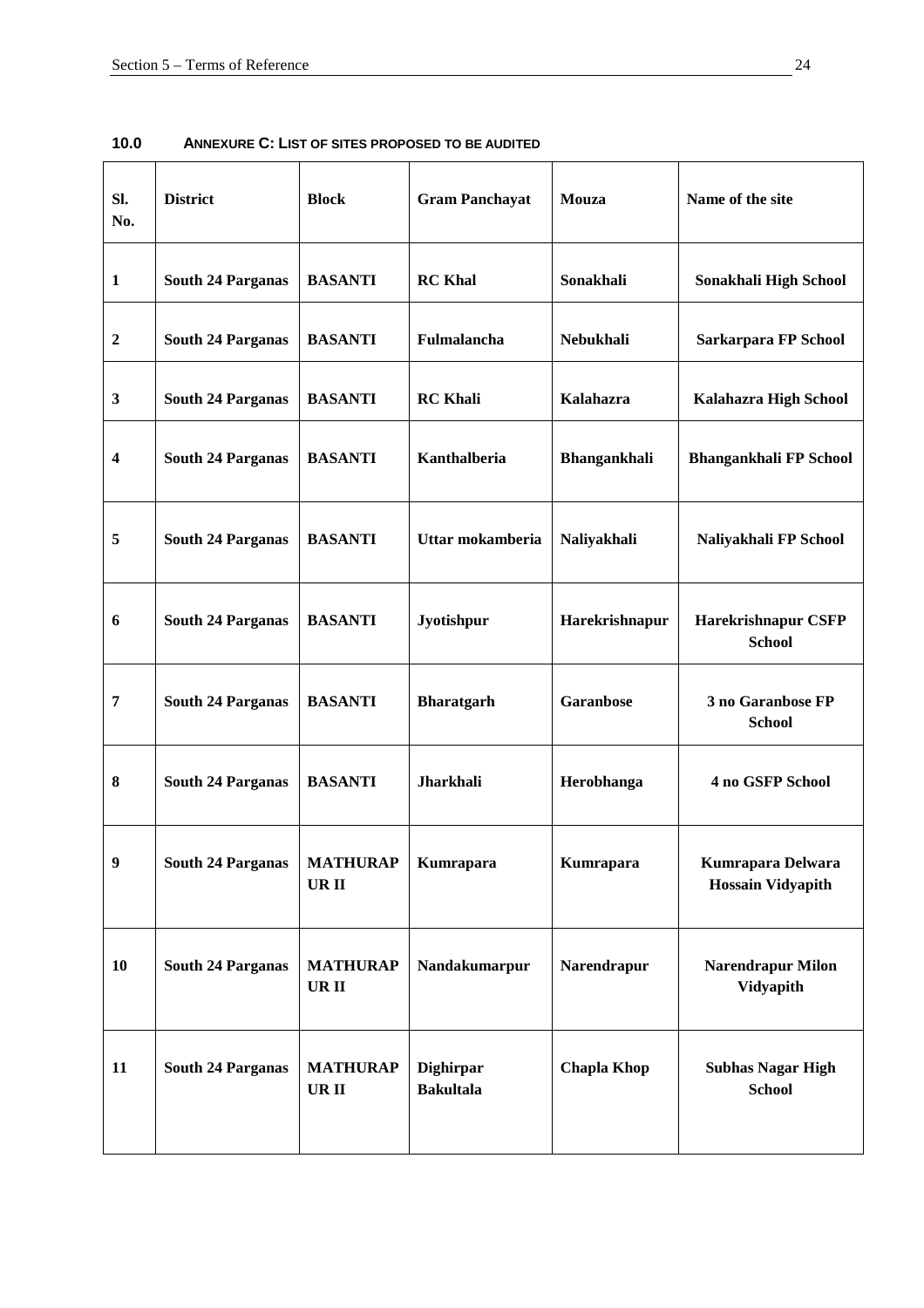## 10.0 ANNEXURE C: LIST OF SITES PROPOSED TO BE AUDITED

| Sl. No. | District | Block | Gram Panchayat | Mouza | Name of the site |
|---|---|---|---|---|---|
| 1 | South 24 Parganas | BASANTI | RC Khal | Sonakhali | Sonakhali High School |
| 2 | South 24 Parganas | BASANTI | Fulmalancha | Nebukhali | Sarkarpara FP School |
| 3 | South 24 Parganas | BASANTI | RC Khali | Kalahazra | Kalahazra High School |
| 4 | South 24 Parganas | BASANTI | Kanthalberia | Bhangankhali | Bhangankhali FP School |
| 5 | South 24 Parganas | BASANTI | Uttar mokamberia | Naliyakhali | Naliyakhali FP School |
| 6 | South 24 Parganas | BASANTI | Jyotishpur | Harekrishnapur | Harekrishnapur CSFP School |
| 7 | South 24 Parganas | BASANTI | Bharatgarh | Garanbose | 3 no Garanbose FP School |
| 8 | South 24 Parganas | BASANTI | Jharkhali | Herobhanga | 4 no GSFP School |
| 9 | South 24 Parganas | MATHURAPUR II | Kumrapara | Kumrapara | Kumrapara Delwara Hossain Vidyapith |
| 10 | South 24 Parganas | MATHURAPUR II | Nandakumarpur | Narendrapur | Narendrapur Milon Vidyapith |
| 11 | South 24 Parganas | MATHURAPUR II | Dighirpar Bakultala | Chapla Khop | Subhas Nagar High School |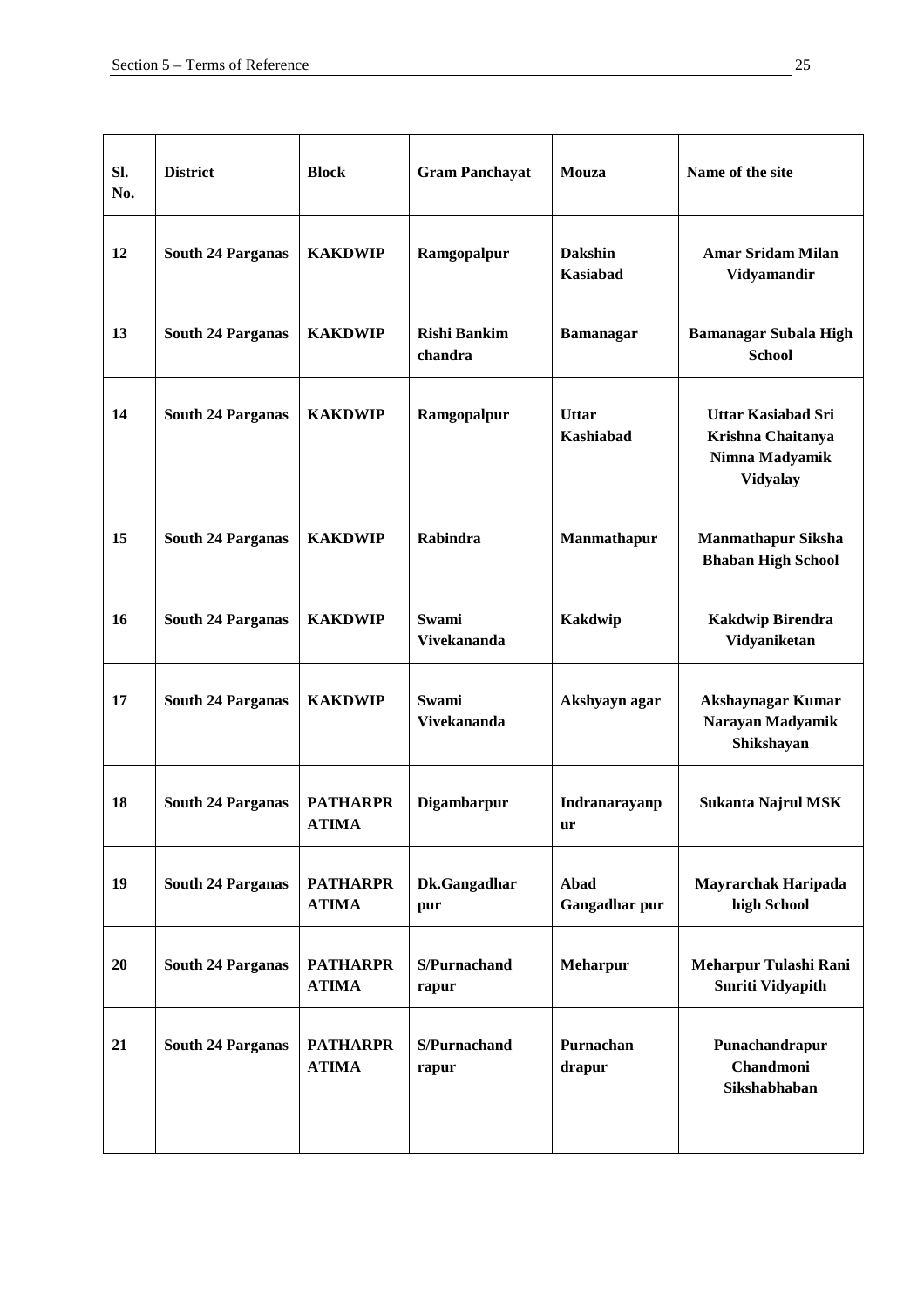| Sl. No. | District | Block | Gram Panchayat | Mouza | Name of the site |
|---|---|---|---|---|---|
| **12** | **South 24 Parganas** | **KAKDWIP** | **Ramgopalpur** | **Dakshin Kasiabad** | **Amar Sridam Milan Vidyamandir** |
| **13** | **South 24 Parganas** | **KAKDWIP** | **Rishi Bankim chandra** | **Bamanagar** | **Bamanagar Subala High School** |
| **14** | **South 24 Parganas** | **KAKDWIP** | **Ramgopalpur** | **Uttar Kashiabad** | **Uttar Kasiabad Sri Krishna Chaitanya Nimna Madyamik Vidyalay** |
| **15** | **South 24 Parganas** | **KAKDWIP** | **Rabindra** | **Manmathapur** | **Manmathapur Siksha Bhaban High School** |
| **16** | **South 24 Parganas** | **KAKDWIP** | **Swami Vivekananda** | **Kakdwip** | **Kakdwip Birendra Vidyaniketan** |
| **17** | **South 24 Parganas** | **KAKDWIP** | **Swami Vivekananda** | **Akshyayn agar** | **Akshaynagar Kumar Narayan Madyamik Shikshayan** |
| **18** | **South 24 Parganas** | **PATHARPR ATIMA** | **Digambarpur** | **Indranarayanp ur** | **Sukanta Najrul MSK** |
| **19** | **South 24 Parganas** | **PATHARPR ATIMA** | **Dk.Gangadhar pur** | **Abad Gangadhar pur** | **Mayrarchak Haripada high School** |
| **20** | **South 24 Parganas** | **PATHARPR ATIMA** | **S/Purnachand rapur** | **Meharpur** | **Meharpur Tulashi Rani Smriti Vidyapith** |
| **21** | **South 24 Parganas** | **PATHARPR ATIMA** | **S/Purnachand rapur** | **Purnachan drapur** | **Punachandrapur Chandmoni Sikshabhaban** |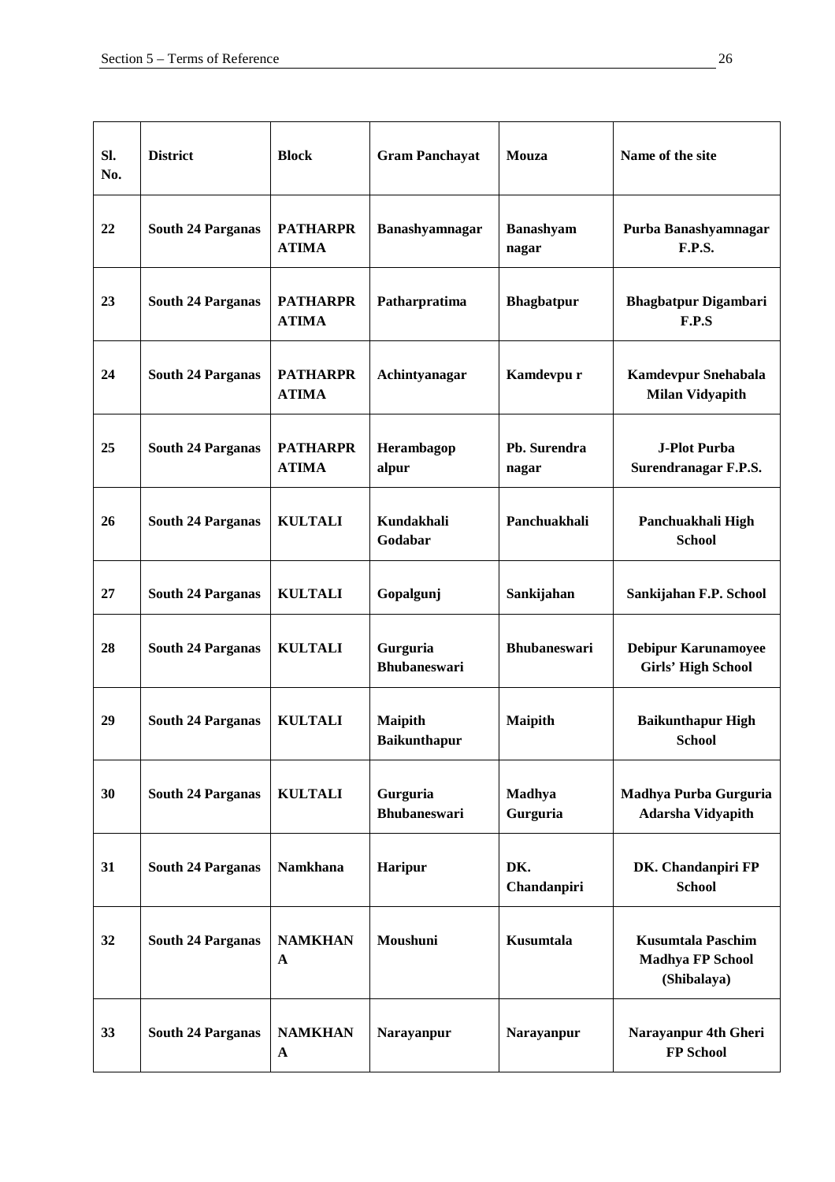| Sl. No. | District | Block | Gram Panchayat | Mouza | Name of the site |
|---|---|---|---|---|---|
| 22 | South 24 Parganas | PATHARPRATIMA | Banashyamnagar | Banashyam nagar | Purba Banashyamnagar F.P.S. |
| 23 | South 24 Parganas | PATHARPRATIMA | Patharpratima | Bhagbatpur | Bhagbatpur Digambari F.P.S |
| 24 | South 24 Parganas | PATHARPRATIMA | Achintyanagar | Kamdevpu r | Kamdevpur Snehabala Milan Vidyapith |
| 25 | South 24 Parganas | PATHARPRATIMA | Herambagop alpur | Pb. Surendra nagar | J-Plot Purba Surendranagar F.P.S. |
| 26 | South 24 Parganas | KULTALI | Kundakhali Godabar | Panchuakhali | Panchuakhali High School |
| 27 | South 24 Parganas | KULTALI | Gopalgunj | Sankijahan | Sankijahan F.P. School |
| 28 | South 24 Parganas | KULTALI | Gurguria Bhubaneswari | Bhubaneswari | Debipur Karunamoyee Girls' High School |
| 29 | South 24 Parganas | KULTALI | Maipith Baikunthapur | Maipith | Baikunthapur High School |
| 30 | South 24 Parganas | KULTALI | Gurguria Bhubaneswari | Madhya Gurguria | Madhya Purba Gurguria Adarsha Vidyapith |
| 31 | South 24 Parganas | Namkhana | Haripur | DK. Chandanpiri | DK. Chandanpiri FP School |
| 32 | South 24 Parganas | NAMKHANA | Moushuni | Kusumtala | Kusumtala Paschim Madhya FP School (Shibalaya) |
| 33 | South 24 Parganas | NAMKHANA | Narayanpur | Narayanpur | Narayanpur 4th Gheri FP School |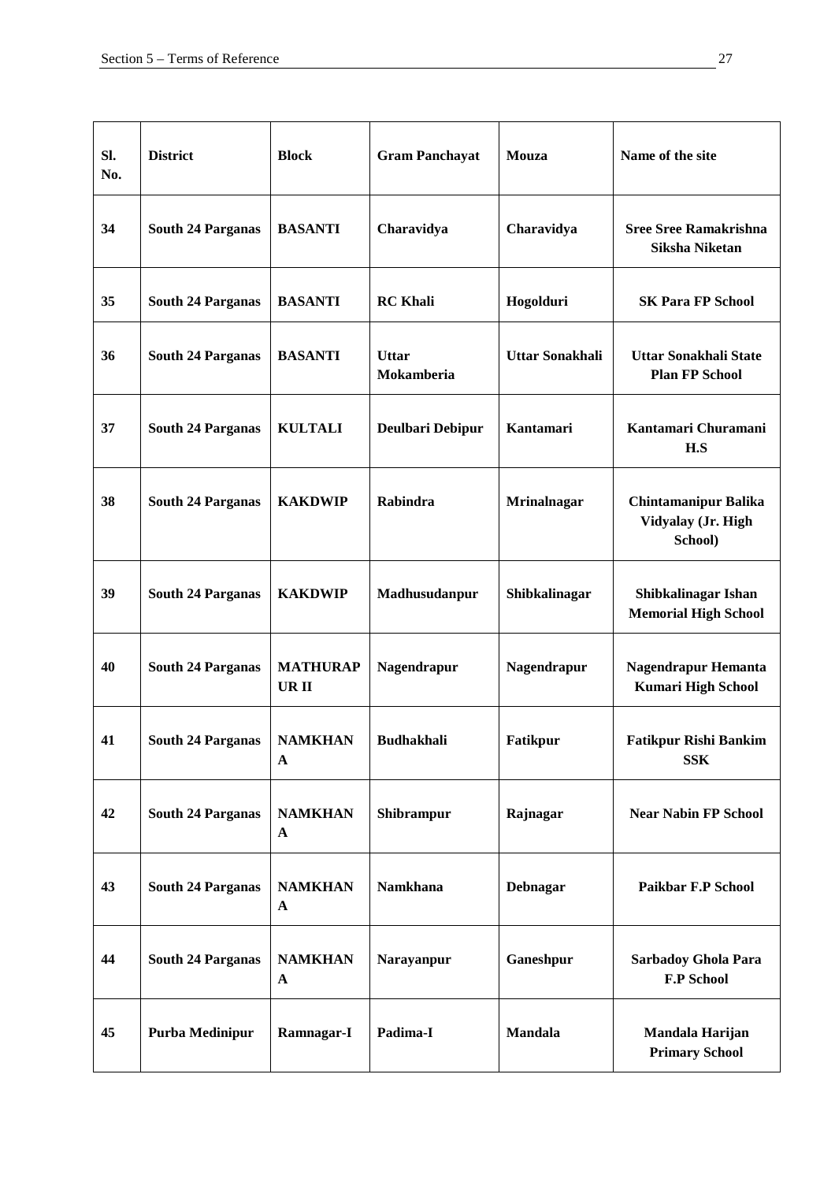| Sl. No. | District | Block | Gram Panchayat | Mouza | Name of the site |
|---|---|---|---|---|---|
| **34** | **South 24 Parganas** | **BASANTI** | **Charavidya** | **Charavidya** | **Sree Sree Ramakrishna Siksha Niketan** |
| **35** | **South 24 Parganas** | **BASANTI** | **RC Khali** | **Hogolduri** | **SK Para FP School** |
| **36** | **South 24 Parganas** | **BASANTI** | **Uttar Mokamberia** | **Uttar Sonakhali** | **Uttar Sonakhali State Plan FP School** |
| **37** | **South 24 Parganas** | **KULTALI** | **Deulbari Debipur** | **Kantamari** | **Kantamari Churamani H.S** |
| **38** | **South 24 Parganas** | **KAKDWIP** | **Rabindra** | **Mrinalnagar** | **Chintamanipur Balika Vidyalay (Jr. High School)** |
| **39** | **South 24 Parganas** | **KAKDWIP** | **Madhusudanpur** | **Shibkalinagar** | **Shibkalinagar Ishan Memorial High School** |
| **40** | **South 24 Parganas** | **MATHURAPUR II** | **Nagendrapur** | **Nagendrapur** | **Nagendrapur Hemanta Kumari High School** |
| **41** | **South 24 Parganas** | **NAMKHANA** | **Budhakhali** | **Fatikpur** | **Fatikpur Rishi Bankim SSK** |
| **42** | **South 24 Parganas** | **NAMKHANA** | **Shibrampur** | **Rajnagar** | **Near Nabin FP School** |
| **43** | **South 24 Parganas** | **NAMKHANA** | **Namkhana** | **Debnagar** | **Paikbar F.P School** |
| **44** | **South 24 Parganas** | **NAMKHANA** | **Narayanpur** | **Ganeshpur** | **Sarbadoy Ghola Para F.P School** |
| **45** | **Purba Medinipur** | **Ramnagar-I** | **Padima-I** | **Mandala** | **Mandala Harijan Primary School** |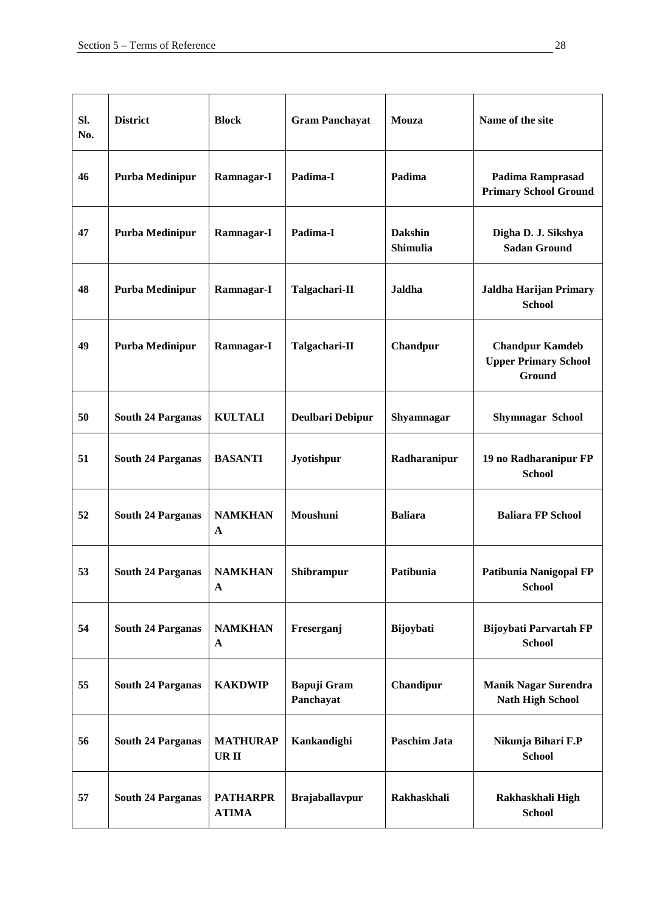| Sl. No. | District | Block | Gram Panchayat | Mouza | Name of the site |
|---|---|---|---|---|---|
| 46 | Purba Medinipur | Ramnagar-I | Padima-I | Padima | Padima Ramprasad Primary School Ground |
| 47 | Purba Medinipur | Ramnagar-I | Padima-I | Dakshin Shimulia | Digha D. J. Sikshya Sadan Ground |
| 48 | Purba Medinipur | Ramnagar-I | Talgachari-II | Jaldha | Jaldha Harijan Primary School |
| 49 | Purba Medinipur | Ramnagar-I | Talgachari-II | Chandpur | Chandpur Kamdeb Upper Primary School Ground |
| 50 | South 24 Parganas | KULTALI | Deulbari Debipur | Shyamnagar | Shymnagar School |
| 51 | South 24 Parganas | BASANTI | Jyotishpur | Radharanipur | 19 no Radharanipur FP School |
| 52 | South 24 Parganas | NAMKHANA | Moushuni | Baliara | Baliara FP School |
| 53 | South 24 Parganas | NAMKHANA | Shibrampur | Patibunia | Patibunia Nanigopal FP School |
| 54 | South 24 Parganas | NAMKHANA | Freserganj | Bijoybati | Bijoybati Parvartah FP School |
| 55 | South 24 Parganas | KAKDWIP | Bapuji Gram Panchayat | Chandipur | Manik Nagar Surendra Nath High School |
| 56 | South 24 Parganas | MATHURAPUR II | Kankandighi | Paschim Jata | Nikunja Bihari F.P School |
| 57 | South 24 Parganas | PATHARPRATIMA | Brajaballavpur | Rakhaskhali | Rakhaskhali High School |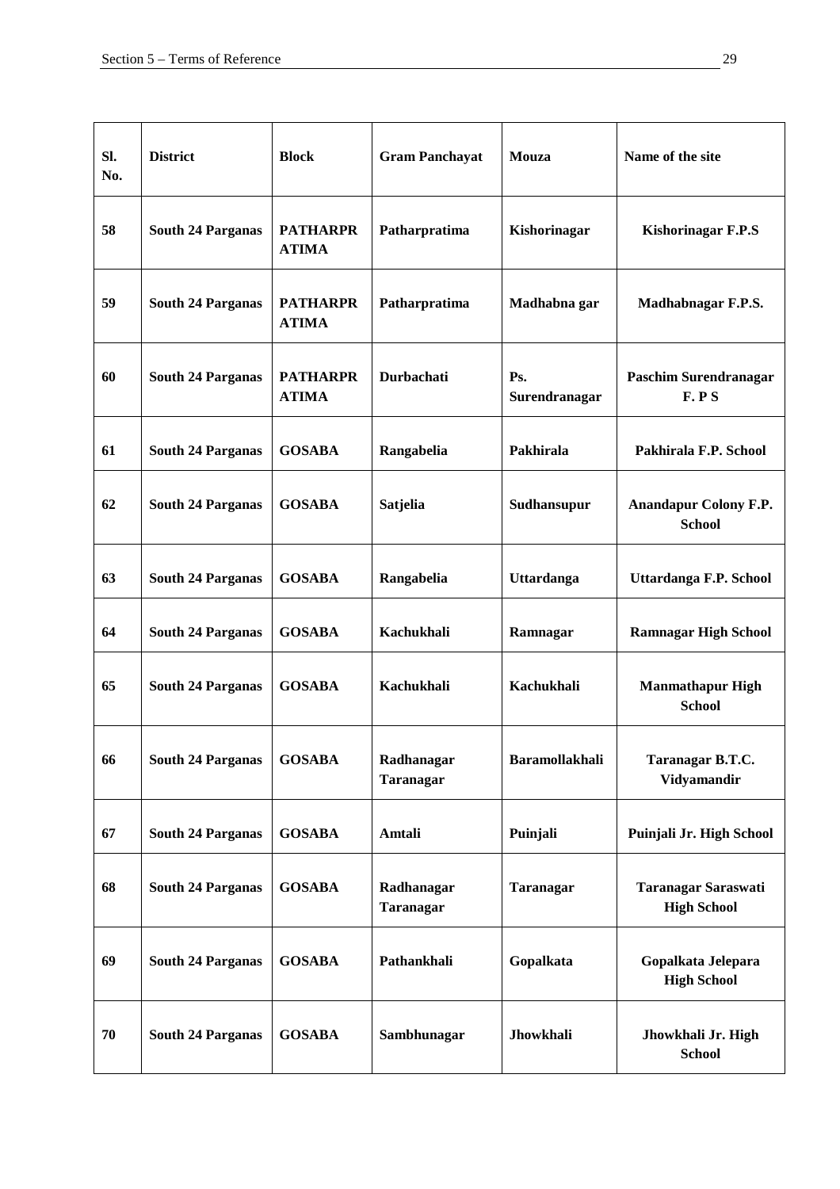| Sl. No. | District | Block | Gram Panchayat | Mouza | Name of the site |
|---|---|---|---|---|---|
| 58 | South 24 Parganas | PATHARPRATIMA | Patharpratima | Kishorinagar | Kishorinagar F.P.S |
| 59 | South 24 Parganas | PATHARPRATIMA | Patharpratima | Madhabna gar | Madhabnagar F.P.S. |
| 60 | South 24 Parganas | PATHARPRATIMA | Durbachati | Ps. Surendranagar | Paschim Surendranagar F. P S |
| 61 | South 24 Parganas | GOSABA | Rangabelia | Pakhirala | Pakhirala F.P. School |
| 62 | South 24 Parganas | GOSABA | Satjelia | Sudhansupur | Anandapur Colony F.P. School |
| 63 | South 24 Parganas | GOSABA | Rangabelia | Uttardanga | Uttardanga F.P. School |
| 64 | South 24 Parganas | GOSABA | Kachukhali | Ramnagar | Ramnagar High School |
| 65 | South 24 Parganas | GOSABA | Kachukhali | Kachukhali | Manmathapur High School |
| 66 | South 24 Parganas | GOSABA | Radhanagar Taranagar | Baramollakhali | Taranagar B.T.C. Vidyamandir |
| 67 | South 24 Parganas | GOSABA | Amtali | Puinjali | Puinjali Jr. High School |
| 68 | South 24 Parganas | GOSABA | Radhanagar Taranagar | Taranagar | Taranagar Saraswati High School |
| 69 | South 24 Parganas | GOSABA | Pathankhali | Gopalkata | Gopalkata Jelepara High School |
| 70 | South 24 Parganas | GOSABA | Sambhunagar | Jhowkhali | Jhowkhali Jr. High School |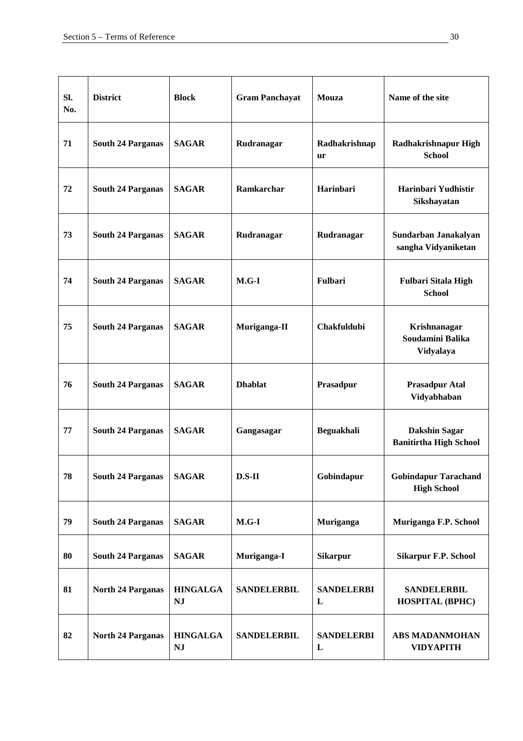| Sl. No. | District | Block | Gram Panchayat | Mouza | Name of the site |
|---|---|---|---|---|---|
| **71** | **South 24 Parganas** | **SAGAR** | **Rudranagar** | **Radhakrishnapur** | **Radhakrishnapur High School** |
| **72** | **South 24 Parganas** | **SAGAR** | **Ramkarchar** | **Harinbari** | **Harinbari Yudhistir Sikshayatan** |
| **73** | **South 24 Parganas** | **SAGAR** | **Rudranagar** | **Rudranagar** | **Sundarban Janakalyan sangha Vidyaniketan** |
| **74** | **South 24 Parganas** | **SAGAR** | **M.G-I** | **Fulbari** | **Fulbari Sitala High School** |
| **75** | **South 24 Parganas** | **SAGAR** | **Muriganga-II** | **Chakfuldubi** | **Krishnanagar Soudamini Balika Vidyalaya** |
| **76** | **South 24 Parganas** | **SAGAR** | **Dhablat** | **Prasadpur** | **Prasadpur Atal Vidyabhaban** |
| **77** | **South 24 Parganas** | **SAGAR** | **Gangasagar** | **Beguakhali** | **Dakshin Sagar Banitirtha High School** |
| **78** | **South 24 Parganas** | **SAGAR** | **D.S-II** | **Gobindapur** | **Gobindapur Tarachand High School** |
| **79** | **South 24 Parganas** | **SAGAR** | **M.G-I** | **Muriganga** | **Muriganga F.P. School** |
| **80** | **South 24 Parganas** | **SAGAR** | **Muriganga-I** | **Sikarpur** | **Sikarpur F.P. School** |
| **81** | **North 24 Parganas** | **HINGALGANJ** | **SANDELERBIL** | **SANDELERBIL** | **SANDELERBIL HOSPITAL (BPHC)** |
| **82** | **North 24 Parganas** | **HINGALGANJ** | **SANDELERBIL** | **SANDELERBIL** | **ABS MADANMOHAN VIDYAPITH** |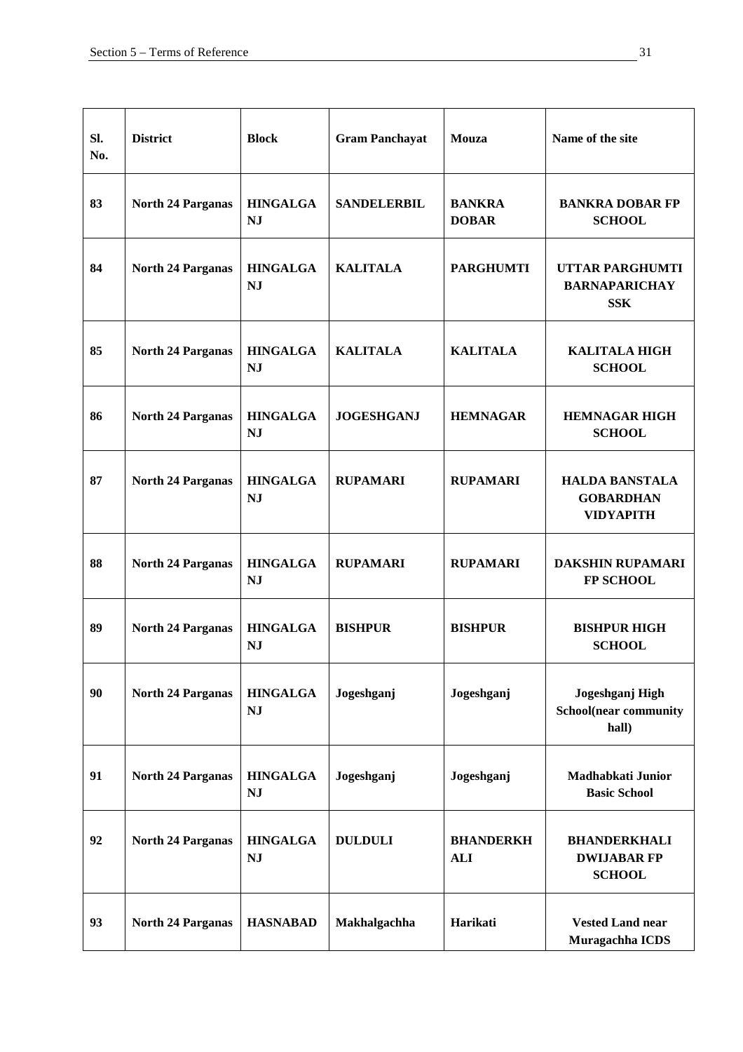| Sl. No. | District | Block | Gram Panchayat | Mouza | Name of the site |
|---|---|---|---|---|---|
| 83 | North 24 Parganas | HINGALGANJ | SANDELERBIL | BANKRA DOBAR | BANKRA DOBAR FP SCHOOL |
| 84 | North 24 Parganas | HINGALGANJ | KALITALA | PARGHUMTI | UTTAR PARGHUMTI BARNAPARICHAY SSK |
| 85 | North 24 Parganas | HINGALGANJ | KALITALA | KALITALA | KALITALA HIGH SCHOOL |
| 86 | North 24 Parganas | HINGALGANJ | JOGESHGANJ | HEMNAGAR | HEMNAGAR HIGH SCHOOL |
| 87 | North 24 Parganas | HINGALGANJ | RUPAMARI | RUPAMARI | HALDA BANSTALA GOBARDHAN VIDYAPITH |
| 88 | North 24 Parganas | HINGALGANJ | RUPAMARI | RUPAMARI | DAKSHIN RUPAMARI FP SCHOOL |
| 89 | North 24 Parganas | HINGALGANJ | BISHPUR | BISHPUR | BISHPUR HIGH SCHOOL |
| 90 | North 24 Parganas | HINGALGANJ | Jogeshganj | Jogeshganj | Jogeshganj High School(near community hall) |
| 91 | North 24 Parganas | HINGALGANJ | Jogeshganj | Jogeshganj | Madhabkati Junior Basic School |
| 92 | North 24 Parganas | HINGALGANJ | DULDULI | BHANDERKHALI | BHANDERKHALI DWIJABAR FP SCHOOL |
| 93 | North 24 Parganas | HASNABAD | Makhalgachha | Harikati | Vested Land near Muragachha ICDS |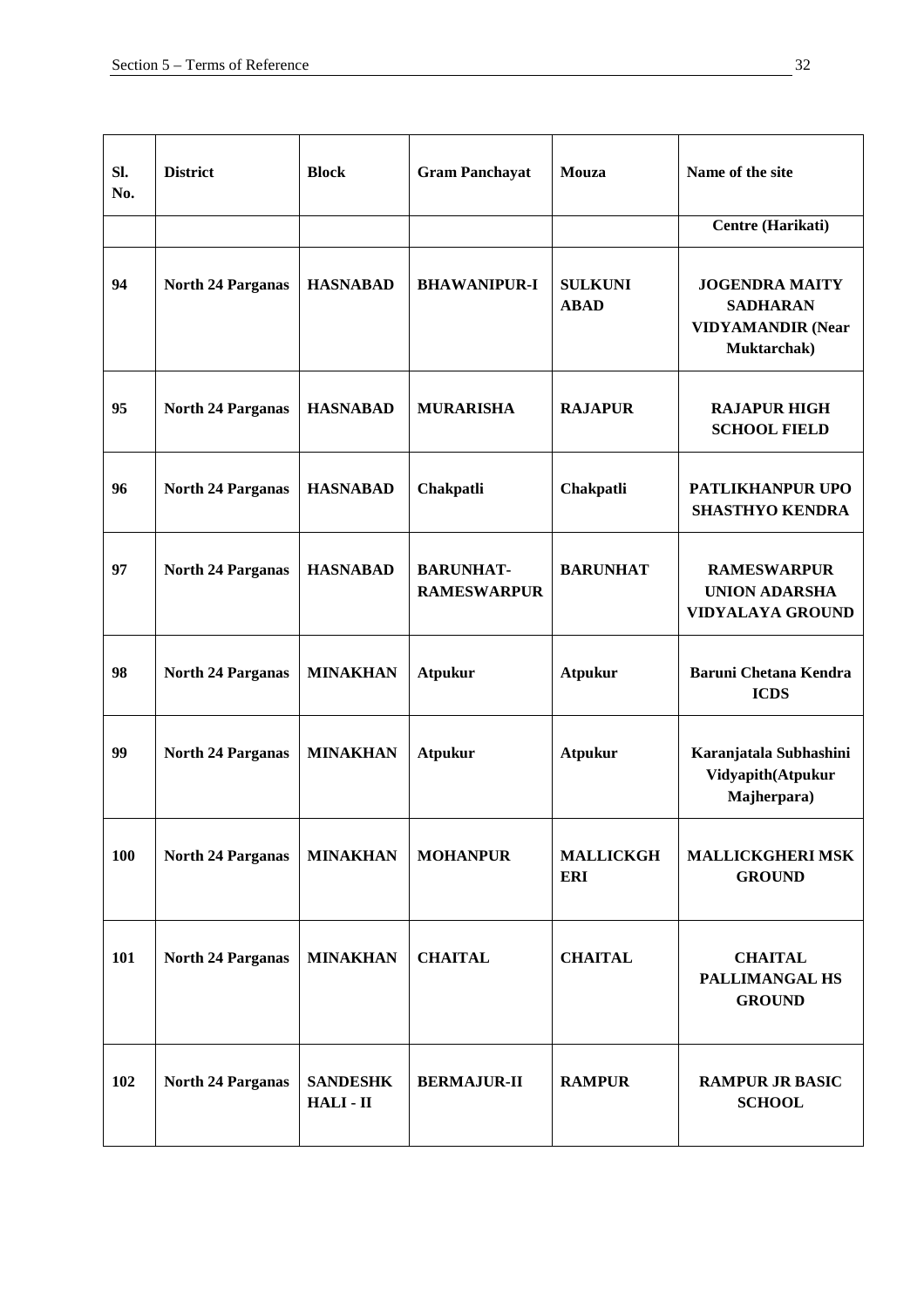| Sl. No. | District | Block | Gram Panchayat | Mouza | Name of the site |
|---|---|---|---|---|---|
| | | | | | **Centre (Harikati)** |
| **94** | **North 24 Parganas** | **HASNABAD** | **BHAWANIPUR-I** | **SULKUNI ABAD** | **JOGENDRA MAITY SADHARAN VIDYAMANDIR (Near Muktarchak)** |
| **95** | **North 24 Parganas** | **HASNABAD** | **MURARISHA** | **RAJAPUR** | **RAJAPUR HIGH SCHOOL FIELD** |
| **96** | **North 24 Parganas** | **HASNABAD** | **Chakpatli** | **Chakpatli** | **PATLIKHANPUR UPO SHASTHYO KENDRA** |
| **97** | **North 24 Parganas** | **HASNABAD** | **BARUNHAT-RAMESWARPUR** | **BARUNHAT** | **RAMESWARPUR UNION ADARSHA VIDYALAYA GROUND** |
| **98** | **North 24 Parganas** | **MINAKHAN** | **Atpukur** | **Atpukur** | **Baruni Chetana Kendra ICDS** |
| **99** | **North 24 Parganas** | **MINAKHAN** | **Atpukur** | **Atpukur** | **Karanjatala Subhashini Vidyapith(Atpukur Majherpara)** |
| **100** | **North 24 Parganas** | **MINAKHAN** | **MOHANPUR** | **MALLICKGH ERI** | **MALLICKGHERI MSK GROUND** |
| **101** | **North 24 Parganas** | **MINAKHAN** | **CHAITAL** | **CHAITAL** | **CHAITAL PALLIMANGAL HS GROUND** |
| **102** | **North 24 Parganas** | **SANDESHK HALI - II** | **BERMAJUR-II** | **RAMPUR** | **RAMPUR JR BASIC SCHOOL** |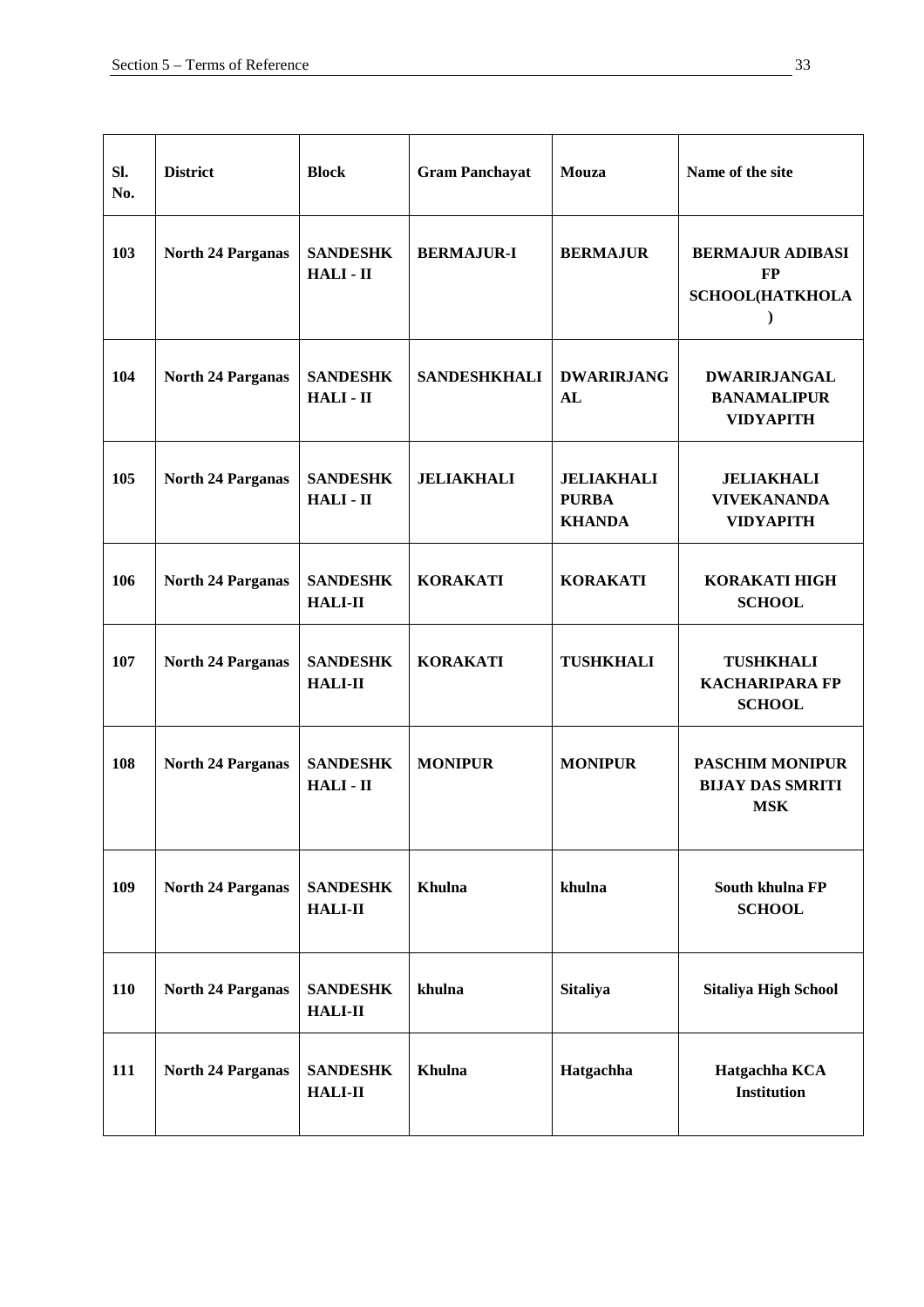| Sl. No. | District | Block | Gram Panchayat | Mouza | Name of the site |
|---|---|---|---|---|---|
| 103 | North 24 Parganas | SANDESHKHALI - II | BERMAJUR-I | BERMAJUR | BERMAJUR ADIBASI FP SCHOOL(HATKHOLA) |
| 104 | North 24 Parganas | SANDESHKHALI - II | SANDESHKHALI | DWARIRJANGAL | DWARIRJANGAL BANAMALIPUR VIDYAPITH |
| 105 | North 24 Parganas | SANDESHKHALI - II | JELIAKHALI | JELIAKHALI PURBA KHANDA | JELIAKHALI VIVEKANANDA VIDYAPITH |
| 106 | North 24 Parganas | SANDESHKHALI-II | KORAKATI | KORAKATI | KORAKATI HIGH SCHOOL |
| 107 | North 24 Parganas | SANDESHKHALI-II | KORAKATI | TUSHKHALI | TUSHKHALI KACHARIPARA FP SCHOOL |
| 108 | North 24 Parganas | SANDESHKHALI - II | MONIPUR | MONIPUR | PASCHIM MONIPUR BIJAY DAS SMRITI MSK |
| 109 | North 24 Parganas | SANDESHKHALI-II | Khulna | khulna | South khulna FP SCHOOL |
| 110 | North 24 Parganas | SANDESHKHALI-II | khulna | Sitaliya | Sitaliya High School |
| 111 | North 24 Parganas | SANDESHKHALI-II | Khulna | Hatgachha | Hatgachha KCA Institution |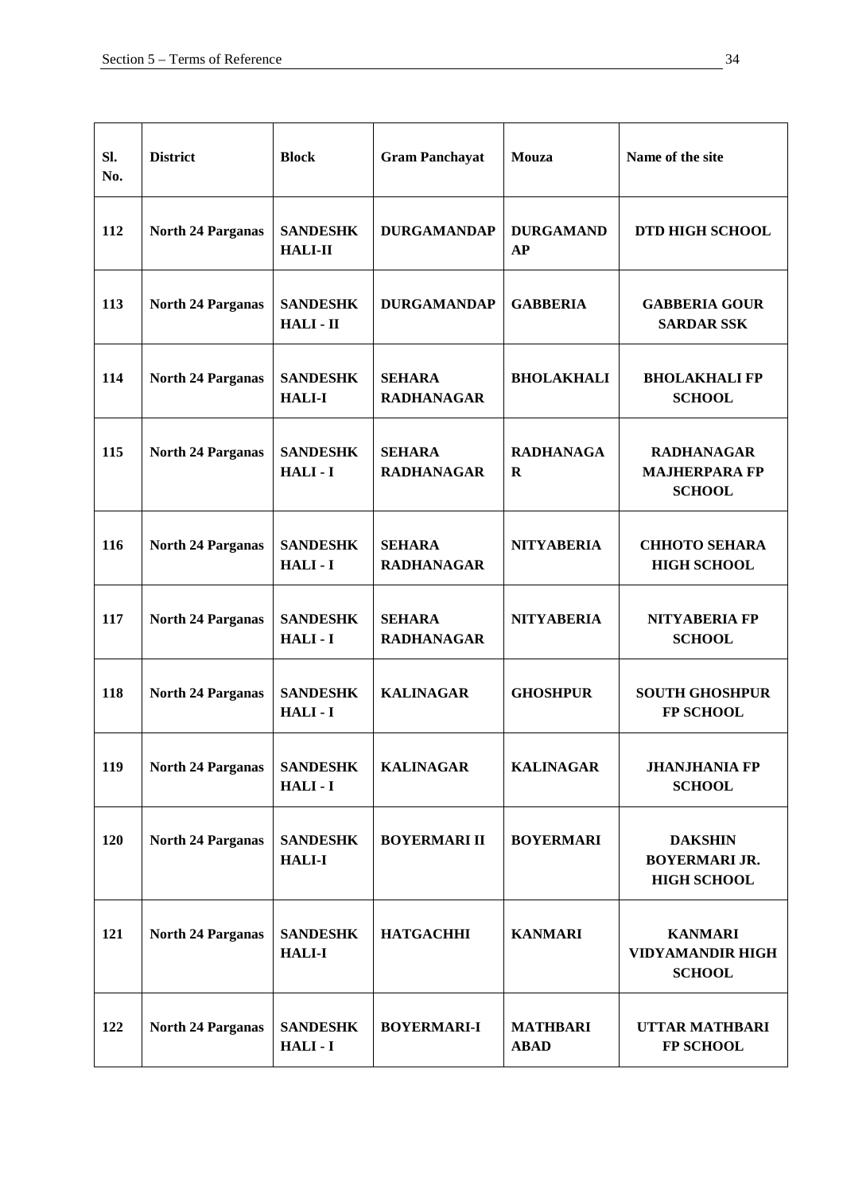| Sl. No. | District | Block | Gram Panchayat | Mouza | Name of the site |
|---|---|---|---|---|---|
| **112** | **North 24 Parganas** | **SANDESHKHALI-II** | **DURGAMANDAP** | **DURGAMANDAP** | **DTD HIGH SCHOOL** |
| **113** | **North 24 Parganas** | **SANDESHKHALI - II** | **DURGAMANDAP** | **GABBERIA** | **GABBERIA GOUR SARDAR SSK** |
| **114** | **North 24 Parganas** | **SANDESHKHALI-I** | **SEHARA RADHANAGAR** | **BHOLAKHALI** | **BHOLAKHALI FP SCHOOL** |
| **115** | **North 24 Parganas** | **SANDESHKHALI - I** | **SEHARA RADHANAGAR** | **RADHANAGAR** | **RADHANAGAR MAJHERPARA FP SCHOOL** |
| **116** | **North 24 Parganas** | **SANDESHKHALI - I** | **SEHARA RADHANAGAR** | **NITYABERIA** | **CHHOTO SEHARA HIGH SCHOOL** |
| **117** | **North 24 Parganas** | **SANDESHKHALI - I** | **SEHARA RADHANAGAR** | **NITYABERIA** | **NITYABERIA FP SCHOOL** |
| **118** | **North 24 Parganas** | **SANDESHKHALI - I** | **KALINAGAR** | **GHOSHPUR** | **SOUTH GHOSHPUR FP SCHOOL** |
| **119** | **North 24 Parganas** | **SANDESHKHALI - I** | **KALINAGAR** | **KALINAGAR** | **JHANJHANIA FP SCHOOL** |
| **120** | **North 24 Parganas** | **SANDESHKHALI-I** | **BOYERMARI II** | **BOYERMARI** | **DAKSHIN BOYERMARI JR. HIGH SCHOOL** |
| **121** | **North 24 Parganas** | **SANDESHKHALI-I** | **HATGACHHI** | **KANMARI** | **KANMARI VIDYAMANDIR HIGH SCHOOL** |
| **122** | **North 24 Parganas** | **SANDESHKHALI - I** | **BOYERMARI-I** | **MATHBARI ABAD** | **UTTAR MATHBARI FP SCHOOL** |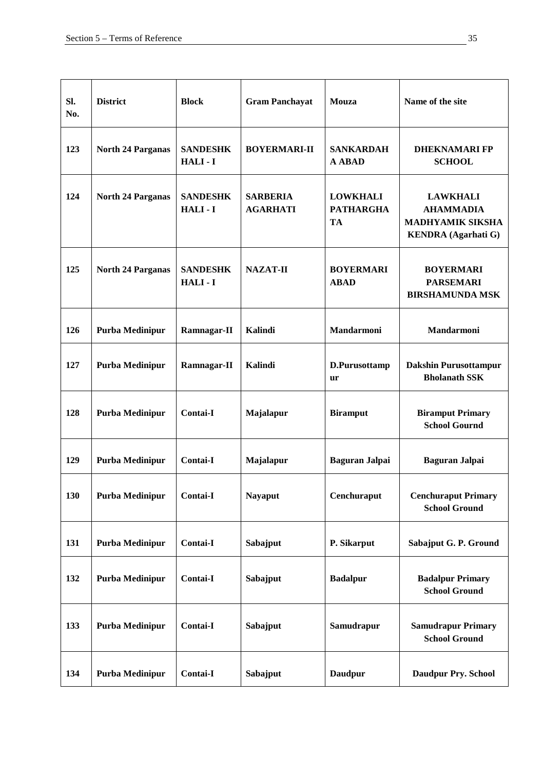| Sl. No. | District | Block | Gram Panchayat | Mouza | Name of the site |
|---|---|---|---|---|---|
| **123** | **North 24 Parganas** | **SANDESHKHALI - I** | **BOYERMARI-II** | **SANKARDAHA ABAD** | **DHEKNAMARI FP SCHOOL** |
| **124** | **North 24 Parganas** | **SANDESHKHALI - I** | **SARBERIA AGARHATI** | **LOWKHALI PATHARGHATA** | **LAWKHALI AHAMMADIA MADHYAMIK SIKSHA KENDRA (Agarhati G)** |
| **125** | **North 24 Parganas** | **SANDESHKHALI - I** | **NAZAT-II** | **BOYERMARI ABAD** | **BOYERMARI PARSEMARI BIRSHAMUNDA MSK** |
| **126** | **Purba Medinipur** | **Ramnagar-II** | **Kalindi** | **Mandarmoni** | **Mandarmoni** |
| **127** | **Purba Medinipur** | **Ramnagar-II** | **Kalindi** | **D.Purusottampur** | **Dakshin Purusottampur Bholanath SSK** |
| **128** | **Purba Medinipur** | **Contai-I** | **Majalapur** | **Biramput** | **Biramput Primary School Gournd** |
| **129** | **Purba Medinipur** | **Contai-I** | **Majalapur** | **Baguran Jalpai** | **Baguran Jalpai** |
| **130** | **Purba Medinipur** | **Contai-I** | **Nayaput** | **Cenchuraput** | **Cenchuraput Primary School Ground** |
| **131** | **Purba Medinipur** | **Contai-I** | **Sabajput** | **P. Sikarput** | **Sabajput G. P. Ground** |
| **132** | **Purba Medinipur** | **Contai-I** | **Sabajput** | **Badalpur** | **Badalpur Primary School Ground** |
| **133** | **Purba Medinipur** | **Contai-I** | **Sabajput** | **Samudrapur** | **Samudrapur Primary School Ground** |
| **134** | **Purba Medinipur** | **Contai-I** | **Sabajput** | **Daudpur** | **Daudpur Pry. School** |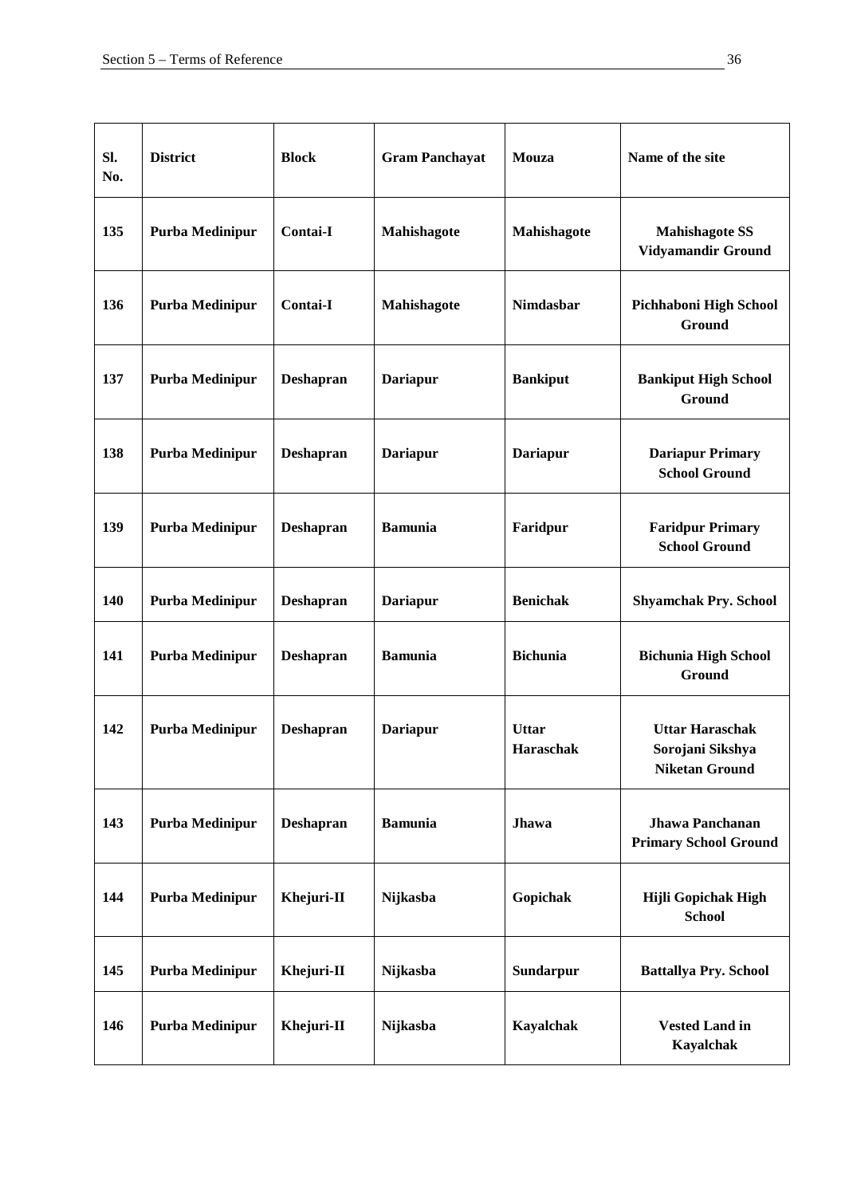| Sl. No. | District | Block | Gram Panchayat | Mouza | Name of the site |
|---|---|---|---|---|---|
| 135 | Purba Medinipur | Contai-I | Mahishagote | Mahishagote | Mahishagote SS Vidyamandir Ground |
| 136 | Purba Medinipur | Contai-I | Mahishagote | Nimdasbar | Pichhaboni High School Ground |
| 137 | Purba Medinipur | Deshapran | Dariapur | Bankiput | Bankiput High School Ground |
| 138 | Purba Medinipur | Deshapran | Dariapur | Dariapur | Dariapur Primary School Ground |
| 139 | Purba Medinipur | Deshapran | Bamunia | Faridpur | Faridpur Primary School Ground |
| 140 | Purba Medinipur | Deshapran | Dariapur | Benichak | Shyamchak Pry. School |
| 141 | Purba Medinipur | Deshapran | Bamunia | Bichunia | Bichunia High School Ground |
| 142 | Purba Medinipur | Deshapran | Dariapur | Uttar Haraschak | Uttar Haraschak Sorojani Sikshya Niketan Ground |
| 143 | Purba Medinipur | Deshapran | Bamunia | Jhawa | Jhawa Panchanan Primary School Ground |
| 144 | Purba Medinipur | Khejuri-II | Nijkasba | Gopichak | Hijli Gopichak High School |
| 145 | Purba Medinipur | Khejuri-II | Nijkasba | Sundarpur | Battallya Pry. School |
| 146 | Purba Medinipur | Khejuri-II | Nijkasba | Kayalchak | Vested Land in Kayalchak |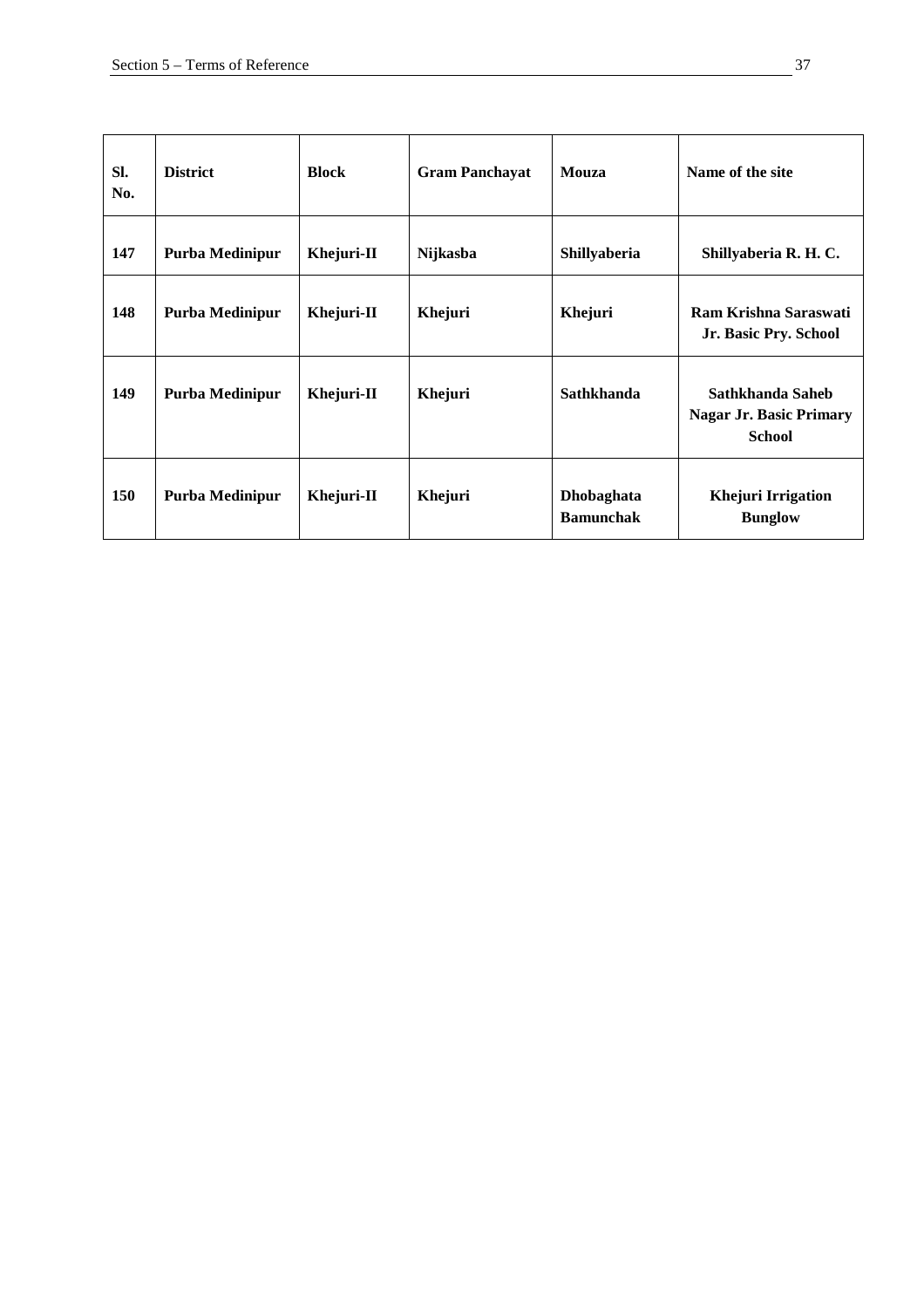| Sl. No. | District | Block | Gram Panchayat | Mouza | Name of the site |
|---|---|---|---|---|---|
| 147 | Purba Medinipur | Khejuri-II | Nijkasba | Shillyaberia | Shillyaberia R. H. C. |
| 148 | Purba Medinipur | Khejuri-II | Khejuri | Khejuri | Ram Krishna Saraswati Jr. Basic Pry. School |
| 149 | Purba Medinipur | Khejuri-II | Khejuri | Sathkhanda | Sathkhanda Saheb Nagar Jr. Basic Primary School |
| 150 | Purba Medinipur | Khejuri-II | Khejuri | Dhobaghata Bamunchak | Khejuri Irrigation Bunglow |